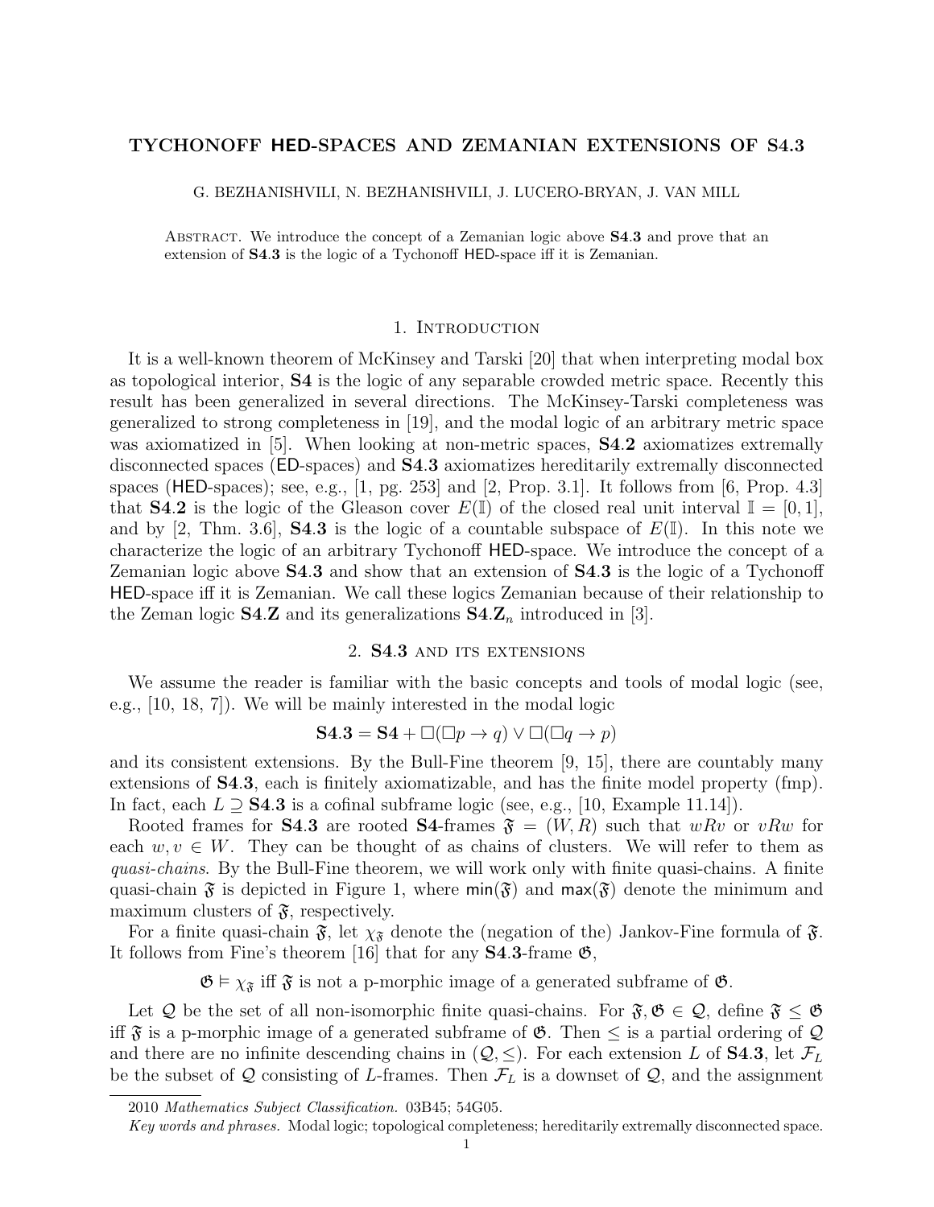# TYCHONOFF HED-SPACES AND ZEMANIAN EXTENSIONS OF S4.3

G. BEZHANISHVILI, N. BEZHANISHVILI, J. LUCERO-BRYAN, J. VAN MILL

Abstract. We introduce the concept of a Zemanian logic above **S4.3** and prove that an extension of **S4.3** is the logic of a Tychonoff HED-space iff it is Zemanian.

## 1. Introduction

It is a well-known theorem of McKinsey and Tarski [20] that when interpreting modal box as topological interior, **S4** is the logic of any separable crowded metric space. Recently this result has been generalized in several directions. The McKinsey-Tarski completeness was generalized to strong completeness in [19], and the modal logic of an arbitrary metric space was axiomatized in [5]. When looking at non-metric spaces, **S4.2** axiomatizes extremally disconnected spaces (ED-spaces) and **S4.3** axiomatizes hereditarily extremally disconnected spaces (HED-spaces); see, e.g., [1, pg. 253] and [2, Prop. 3.1]. It follows from [6, Prop. 4.3] that **S4.2** is the logic of the Gleason cover $E(\mathbb{I})$ of the closed real unit interval $\mathbb{I} = [0, 1]$, and by [2, Thm. 3.6], **S4.3** is the logic of a countable subspace of $E(\mathbb{I})$. In this note we characterize the logic of an arbitrary Tychonoff HED-space. We introduce the concept of a Zemanian logic above **S4.3** and show that an extension of **S4.3** is the logic of a Tychonoff HED-space iff it is Zemanian. We call these logics Zemanian because of their relationship to the Zeman logic **S4.Z** and its generalizations $\mathbf{S4.Z}_n$ introduced in [3].

## 2. S4.3 and its extensions

We assume the reader is familiar with the basic concepts and tools of modal logic (see, e.g., [10, 18, 7]). We will be mainly interested in the modal logic

$$\mathbf{S4.3} = \mathbf{S4} + \Box(\Box p \to q) \vee \Box(\Box q \to p)$$

and its consistent extensions. By the Bull-Fine theorem [9, 15], there are countably many extensions of **S4.3**, each is finitely axiomatizable, and has the finite model property (fmp). In fact, each $L \supseteq \mathbf{S4.3}$ is a cofinal subframe logic (see, e.g., [10, Example 11.14]).

Rooted frames for **S4.3** are rooted **S4**-frames $\mathfrak{F} = (W, R)$ such that $wRv$ or $vRw$ for each $w, v \in W$. They can be thought of as chains of clusters. We will refer to them as *quasi-chains*. By the Bull-Fine theorem, we will work only with finite quasi-chains. A finite quasi-chain $\mathfrak{F}$ is depicted in Figure 1, where $\mathsf{min}(\mathfrak{F})$ and $\mathsf{max}(\mathfrak{F})$ denote the minimum and maximum clusters of $\mathfrak{F}$, respectively.

For a finite quasi-chain $\mathfrak{F}$, let $\chi_{\mathfrak{F}}$ denote the (negation of the) Jankov-Fine formula of $\mathfrak{F}$. It follows from Fine's theorem [16] that for any **S4.3**-frame $\mathfrak{G}$,

$$\mathfrak{G} \vDash \chi_{\mathfrak{F}} \text{ iff } \mathfrak{F} \text{ is not a p-morphic image of a generated subframe of } \mathfrak{G}.$$

Let $\mathcal{Q}$ be the set of all non-isomorphic finite quasi-chains. For $\mathfrak{F}, \mathfrak{G} \in \mathcal{Q}$, define $\mathfrak{F} \leq \mathfrak{G}$ iff $\mathfrak{F}$ is a p-morphic image of a generated subframe of $\mathfrak{G}$. Then $\leq$ is a partial ordering of $\mathcal{Q}$ and there are no infinite descending chains in $(\mathcal{Q}, \leq)$. For each extension $L$ of **S4.3**, let $\mathcal{F}_L$ be the subset of $\mathcal{Q}$ consisting of $L$-frames. Then $\mathcal{F}_L$ is a downset of $\mathcal{Q}$, and the assignment

2010 *Mathematics Subject Classification.* 03B45; 54G05.

*Key words and phrases.* Modal logic; topological completeness; hereditarily extremally disconnected space.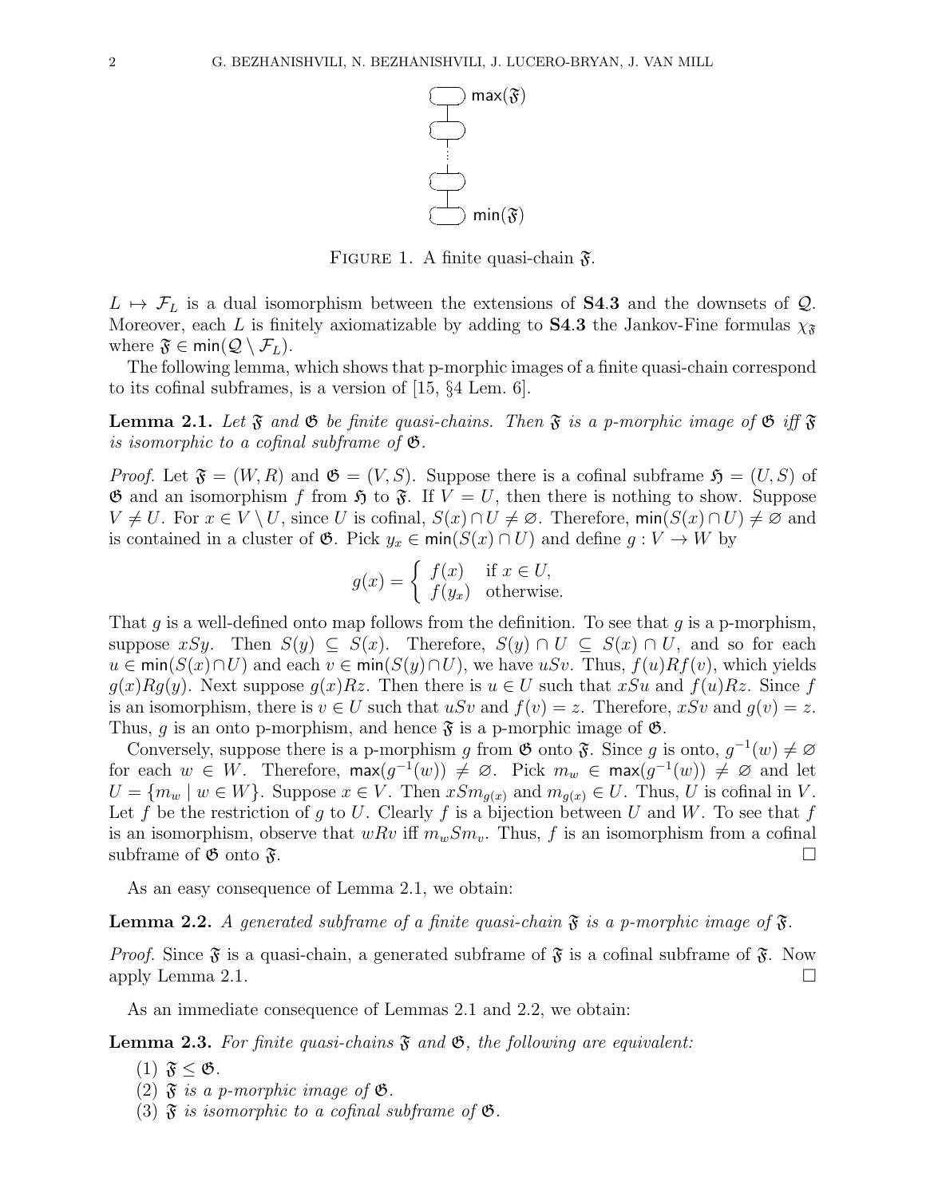FIGURE 1. A finite quasi-chain $\mathfrak{F}$.

$L \mapsto \mathcal{F}_L$ is a dual isomorphism between the extensions of **S4.3** and the downsets of $\mathcal{Q}$. Moreover, each $L$ is finitely axiomatizable by adding to **S4.3** the Jankov-Fine formulas $\chi_{\mathfrak{F}}$ where $\mathfrak{F} \in \mathsf{min}(\mathcal{Q} \setminus \mathcal{F}_L)$.

The following lemma, which shows that p-morphic images of a finite quasi-chain correspond to its cofinal subframes, is a version of [15, §4 Lem. 6].

**Lemma 2.1.** *Let $\mathfrak{F}$ and $\mathfrak{G}$ be finite quasi-chains. Then $\mathfrak{F}$ is a p-morphic image of $\mathfrak{G}$ iff $\mathfrak{F}$ is isomorphic to a cofinal subframe of $\mathfrak{G}$.*

*Proof.* Let $\mathfrak{F} = (W, R)$ and $\mathfrak{G} = (V, S)$. Suppose there is a cofinal subframe $\mathfrak{H} = (U, S)$ of $\mathfrak{G}$ and an isomorphism $f$ from $\mathfrak{H}$ to $\mathfrak{F}$. If $V = U$, then there is nothing to show. Suppose $V \neq U$. For $x \in V \setminus U$, since $U$ is cofinal, $S(x) \cap U \neq \varnothing$. Therefore, $\mathsf{min}(S(x) \cap U) \neq \varnothing$ and is contained in a cluster of $\mathfrak{G}$. Pick $y_x \in \mathsf{min}(S(x) \cap U)$ and define $g : V \to W$ by

$$g(x) = \begin{cases} f(x) & \text{if } x \in U, \\ f(y_x) & \text{otherwise.} \end{cases}$$

That $g$ is a well-defined onto map follows from the definition. To see that $g$ is a p-morphism, suppose $xSy$. Then $S(y) \subseteq S(x)$. Therefore, $S(y) \cap U \subseteq S(x) \cap U$, and so for each $u \in \mathsf{min}(S(x) \cap U)$ and each $v \in \mathsf{min}(S(y) \cap U)$, we have $uSv$. Thus, $f(u)Rf(v)$, which yields $g(x)Rg(y)$. Next suppose $g(x)Rz$. Then there is $u \in U$ such that $xSu$ and $f(u)Rz$. Since $f$ is an isomorphism, there is $v \in U$ such that $uSv$ and $f(v) = z$. Therefore, $xSv$ and $g(v) = z$. Thus, $g$ is an onto p-morphism, and hence $\mathfrak{F}$ is a p-morphic image of $\mathfrak{G}$.

Conversely, suppose there is a p-morphism $g$ from $\mathfrak{G}$ onto $\mathfrak{F}$. Since $g$ is onto, $g^{-1}(w) \neq \varnothing$ for each $w \in W$. Therefore, $\mathsf{max}(g^{-1}(w)) \neq \varnothing$. Pick $m_w \in \mathsf{max}(g^{-1}(w)) \neq \varnothing$ and let $U = \{m_w \mid w \in W\}$. Suppose $x \in V$. Then $xSm_{g(x)}$ and $m_{g(x)} \in U$. Thus, $U$ is cofinal in $V$. Let $f$ be the restriction of $g$ to $U$. Clearly $f$ is a bijection between $U$ and $W$. To see that $f$ is an isomorphism, observe that $wRv$ iff $m_w S m_v$. Thus, $f$ is an isomorphism from a cofinal subframe of $\mathfrak{G}$ onto $\mathfrak{F}$. $\square$

As an easy consequence of Lemma 2.1, we obtain:

**Lemma 2.2.** *A generated subframe of a finite quasi-chain $\mathfrak{F}$ is a p-morphic image of $\mathfrak{F}$.*

*Proof.* Since $\mathfrak{F}$ is a quasi-chain, a generated subframe of $\mathfrak{F}$ is a cofinal subframe of $\mathfrak{F}$. Now apply Lemma 2.1. $\square$

As an immediate consequence of Lemmas 2.1 and 2.2, we obtain:

**Lemma 2.3.** *For finite quasi-chains $\mathfrak{F}$ and $\mathfrak{G}$, the following are equivalent:*

1. *$\mathfrak{F} \leq \mathfrak{G}$.*
2. *$\mathfrak{F}$ is a p-morphic image of $\mathfrak{G}$.*
3. *$\mathfrak{F}$ is isomorphic to a cofinal subframe of $\mathfrak{G}$.*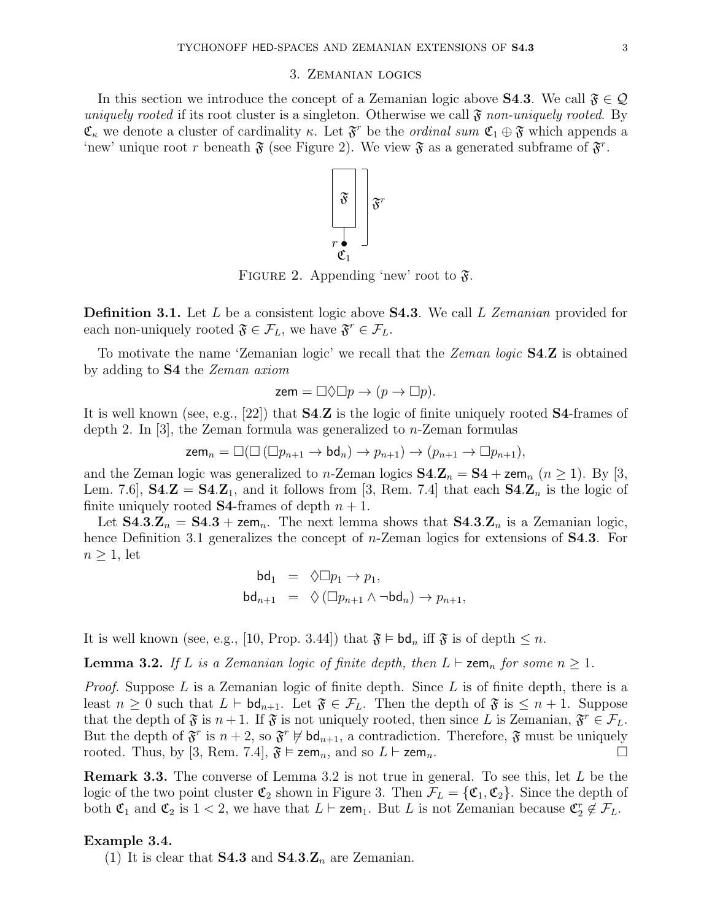## 3. Zemanian logics

In this section we introduce the concept of a Zemanian logic above **S4.3**. We call $\mathfrak{F} \in \mathcal{Q}$ *uniquely rooted* if its root cluster is a singleton. Otherwise we call $\mathfrak{F}$ *non-uniquely rooted*. By $\mathfrak{C}_\kappa$ we denote a cluster of cardinality $\kappa$. Let $\mathfrak{F}^r$ be the *ordinal sum* $\mathfrak{C}_1 \oplus \mathfrak{F}$ which appends a 'new' unique root $r$ beneath $\mathfrak{F}$ (see Figure 2). We view $\mathfrak{F}$ as a generated subframe of $\mathfrak{F}^r$.

Figure 2. Appending 'new' root to $\mathfrak{F}$.

**Definition 3.1.** Let $L$ be a consistent logic above **S4.3**. We call $L$ *Zemanian* provided for each non-uniquely rooted $\mathfrak{F} \in \mathcal{F}_L$, we have $\mathfrak{F}^r \in \mathcal{F}_L$.

To motivate the name 'Zemanian logic' we recall that the *Zeman logic* **S4.Z** is obtained by adding to **S4** the *Zeman axiom*

$$\mathsf{zem} = \Box\Diamond\Box p \to (p \to \Box p).$$

It is well known (see, e.g., [22]) that **S4.Z** is the logic of finite uniquely rooted **S4**-frames of depth 2. In [3], the Zeman formula was generalized to $n$-Zeman formulas

$$\mathsf{zem}_n = \Box(\Box(\Box p_{n+1} \to \mathsf{bd}_n) \to p_{n+1}) \to (p_{n+1} \to \Box p_{n+1}),$$

and the Zeman logic was generalized to $n$-Zeman logics $\mathbf{S4.Z}_n = \mathbf{S4} + \mathsf{zem}_n$ ($n \geq 1$). By [3, Lem. 7.6], $\mathbf{S4.Z} = \mathbf{S4.Z}_1$, and it follows from [3, Rem. 7.4] that each $\mathbf{S4.Z}_n$ is the logic of finite uniquely rooted **S4**-frames of depth $n + 1$.

Let $\mathbf{S4.3.Z}_n = \mathbf{S4.3} + \mathsf{zem}_n$. The next lemma shows that $\mathbf{S4.3.Z}_n$ is a Zemanian logic, hence Definition 3.1 generalizes the concept of $n$-Zeman logics for extensions of **S4.3**. For $n \geq 1$, let

$$\begin{aligned}
\mathsf{bd}_1 &= \Diamond\Box p_1 \to p_1, \\
\mathsf{bd}_{n+1} &= \Diamond(\Box p_{n+1} \wedge \neg\mathsf{bd}_n) \to p_{n+1},
\end{aligned}$$

It is well known (see, e.g., [10, Prop. 3.44]) that $\mathfrak{F} \vDash \mathsf{bd}_n$ iff $\mathfrak{F}$ is of depth $\leq n$.

**Lemma 3.2.** *If $L$ is a Zemanian logic of finite depth, then $L \vdash \mathsf{zem}_n$ for some $n \geq 1$.*

*Proof.* Suppose $L$ is a Zemanian logic of finite depth. Since $L$ is of finite depth, there is a least $n \geq 0$ such that $L \vdash \mathsf{bd}_{n+1}$. Let $\mathfrak{F} \in \mathcal{F}_L$. Then the depth of $\mathfrak{F}$ is $\leq n + 1$. Suppose that the depth of $\mathfrak{F}$ is $n + 1$. If $\mathfrak{F}$ is not uniquely rooted, then since $L$ is Zemanian, $\mathfrak{F}^r \in \mathcal{F}_L$. But the depth of $\mathfrak{F}^r$ is $n + 2$, so $\mathfrak{F}^r \nvDash \mathsf{bd}_{n+1}$, a contradiction. Therefore, $\mathfrak{F}$ must be uniquely rooted. Thus, by [3, Rem. 7.4], $\mathfrak{F} \vDash \mathsf{zem}_n$, and so $L \vdash \mathsf{zem}_n$. □

**Remark 3.3.** The converse of Lemma 3.2 is not true in general. To see this, let $L$ be the logic of the two point cluster $\mathfrak{C}_2$ shown in Figure 3. Then $\mathcal{F}_L = \{\mathfrak{C}_1, \mathfrak{C}_2\}$. Since the depth of both $\mathfrak{C}_1$ and $\mathfrak{C}_2$ is $1 < 2$, we have that $L \vdash \mathsf{zem}_1$. But $L$ is not Zemanian because $\mathfrak{C}_2^r \notin \mathcal{F}_L$.

**Example 3.4.**

(1) It is clear that **S4.3** and $\mathbf{S4.3.Z}_n$ are Zemanian.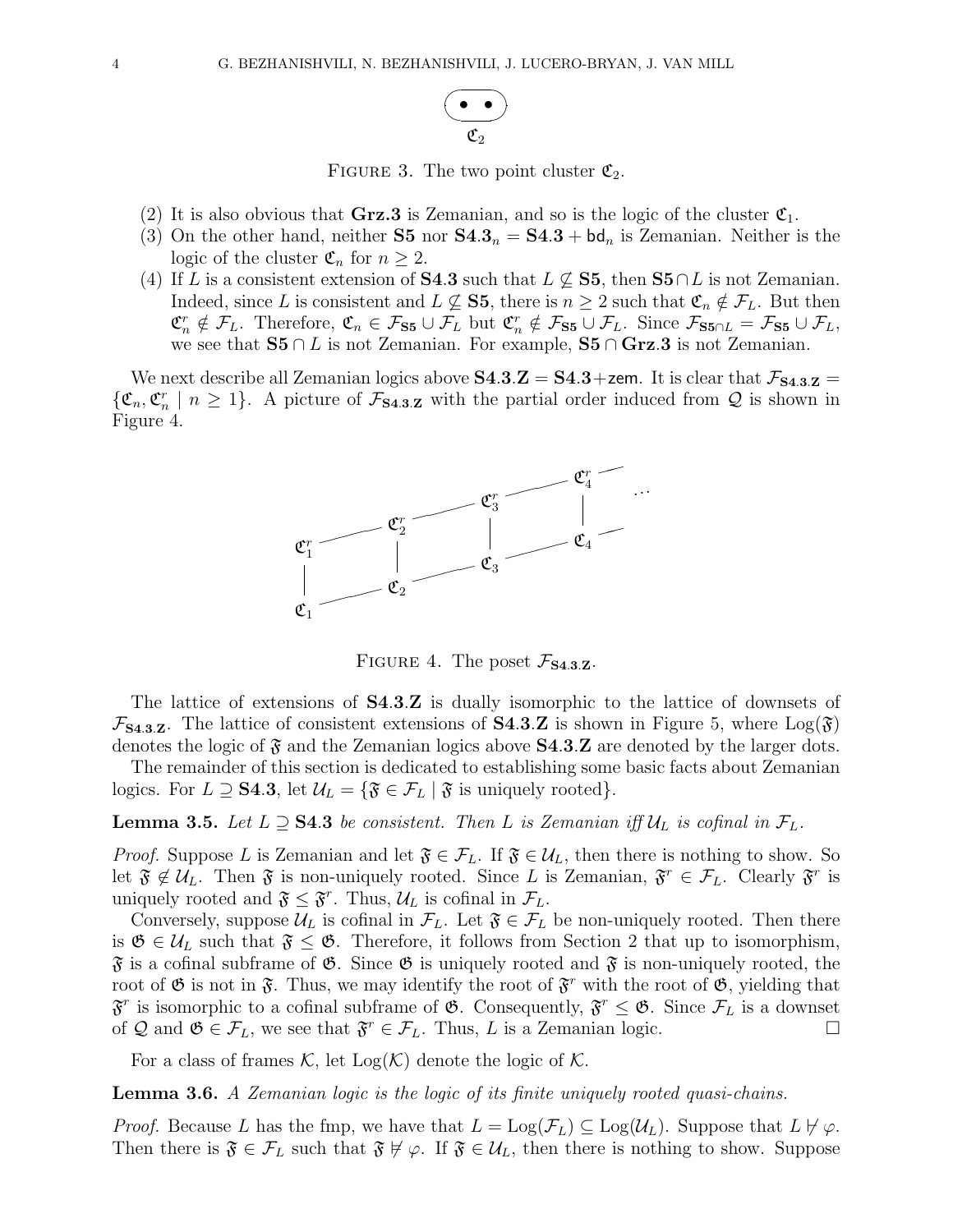FIGURE 3. The two point cluster $\mathfrak{C}_2$.

(2) It is also obvious that **Grz.3** is Zemanian, and so is the logic of the cluster $\mathfrak{C}_1$.

(3) On the other hand, neither **S5** nor $\mathbf{S4.3}_n = \mathbf{S4.3} + \mathsf{bd}_n$ is Zemanian. Neither is the logic of the cluster $\mathfrak{C}_n$ for $n \geq 2$.

(4) If $L$ is a consistent extension of **S4.3** such that $L \not\subseteq \mathbf{S5}$, then $\mathbf{S5} \cap L$ is not Zemanian. Indeed, since $L$ is consistent and $L \not\subseteq \mathbf{S5}$, there is $n \geq 2$ such that $\mathfrak{C}_n \notin \mathcal{F}_L$. But then $\mathfrak{C}_n^r \notin \mathcal{F}_L$. Therefore, $\mathfrak{C}_n \in \mathcal{F}_{\mathbf{S5}} \cup \mathcal{F}_L$ but $\mathfrak{C}_n^r \notin \mathcal{F}_{\mathbf{S5}} \cup \mathcal{F}_L$. Since $\mathcal{F}_{\mathbf{S5} \cap L} = \mathcal{F}_{\mathbf{S5}} \cup \mathcal{F}_L$, we see that $\mathbf{S5} \cap L$ is not Zemanian. For example, $\mathbf{S5} \cap \mathbf{Grz.3}$ is not Zemanian.

We next describe all Zemanian logics above $\mathbf{S4.3.Z} = \mathbf{S4.3} + \mathsf{zem}$. It is clear that $\mathcal{F}_{\mathbf{S4.3.Z}} = \{\mathfrak{C}_n, \mathfrak{C}_n^r \mid n \geq 1\}$. A picture of $\mathcal{F}_{\mathbf{S4.3.Z}}$ with the partial order induced from $\mathcal{Q}$ is shown in Figure 4.

FIGURE 4. The poset $\mathcal{F}_{\mathbf{S4.3.Z}}$.

The lattice of extensions of **S4.3.Z** is dually isomorphic to the lattice of downsets of $\mathcal{F}_{\mathbf{S4.3.Z}}$. The lattice of consistent extensions of **S4.3.Z** is shown in Figure 5, where $\mathrm{Log}(\mathfrak{F})$ denotes the logic of $\mathfrak{F}$ and the Zemanian logics above **S4.3.Z** are denoted by the larger dots.

The remainder of this section is dedicated to establishing some basic facts about Zemanian logics. For $L \supseteq \mathbf{S4.3}$, let $\mathcal{U}_L = \{\mathfrak{F} \in \mathcal{F}_L \mid \mathfrak{F} \text{ is uniquely rooted}\}$.

**Lemma 3.5.** *Let $L \supseteq \mathbf{S4.3}$ be consistent. Then $L$ is Zemanian iff $\mathcal{U}_L$ is cofinal in $\mathcal{F}_L$.*

*Proof.* Suppose $L$ is Zemanian and let $\mathfrak{F} \in \mathcal{F}_L$. If $\mathfrak{F} \in \mathcal{U}_L$, then there is nothing to show. So let $\mathfrak{F} \notin \mathcal{U}_L$. Then $\mathfrak{F}$ is non-uniquely rooted. Since $L$ is Zemanian, $\mathfrak{F}^r \in \mathcal{F}_L$. Clearly $\mathfrak{F}^r$ is uniquely rooted and $\mathfrak{F} \leq \mathfrak{F}^r$. Thus, $\mathcal{U}_L$ is cofinal in $\mathcal{F}_L$.

Conversely, suppose $\mathcal{U}_L$ is cofinal in $\mathcal{F}_L$. Let $\mathfrak{F} \in \mathcal{F}_L$ be non-uniquely rooted. Then there is $\mathfrak{G} \in \mathcal{U}_L$ such that $\mathfrak{F} \leq \mathfrak{G}$. Therefore, it follows from Section 2 that up to isomorphism, $\mathfrak{F}$ is a cofinal subframe of $\mathfrak{G}$. Since $\mathfrak{G}$ is uniquely rooted and $\mathfrak{F}$ is non-uniquely rooted, the root of $\mathfrak{G}$ is not in $\mathfrak{F}$. Thus, we may identify the root of $\mathfrak{F}^r$ with the root of $\mathfrak{G}$, yielding that $\mathfrak{F}^r$ is isomorphic to a cofinal subframe of $\mathfrak{G}$. Consequently, $\mathfrak{F}^r \leq \mathfrak{G}$. Since $\mathcal{F}_L$ is a downset of $\mathcal{Q}$ and $\mathfrak{G} \in \mathcal{F}_L$, we see that $\mathfrak{F}^r \in \mathcal{F}_L$. Thus, $L$ is a Zemanian logic. $\square$

For a class of frames $\mathcal{K}$, let $\mathrm{Log}(\mathcal{K})$ denote the logic of $\mathcal{K}$.

**Lemma 3.6.** *A Zemanian logic is the logic of its finite uniquely rooted quasi-chains.*

*Proof.* Because $L$ has the fmp, we have that $L = \mathrm{Log}(\mathcal{F}_L) \subseteq \mathrm{Log}(\mathcal{U}_L)$. Suppose that $L \not\vdash \varphi$. Then there is $\mathfrak{F} \in \mathcal{F}_L$ such that $\mathfrak{F} \not\models \varphi$. If $\mathfrak{F} \in \mathcal{U}_L$, then there is nothing to show. Suppose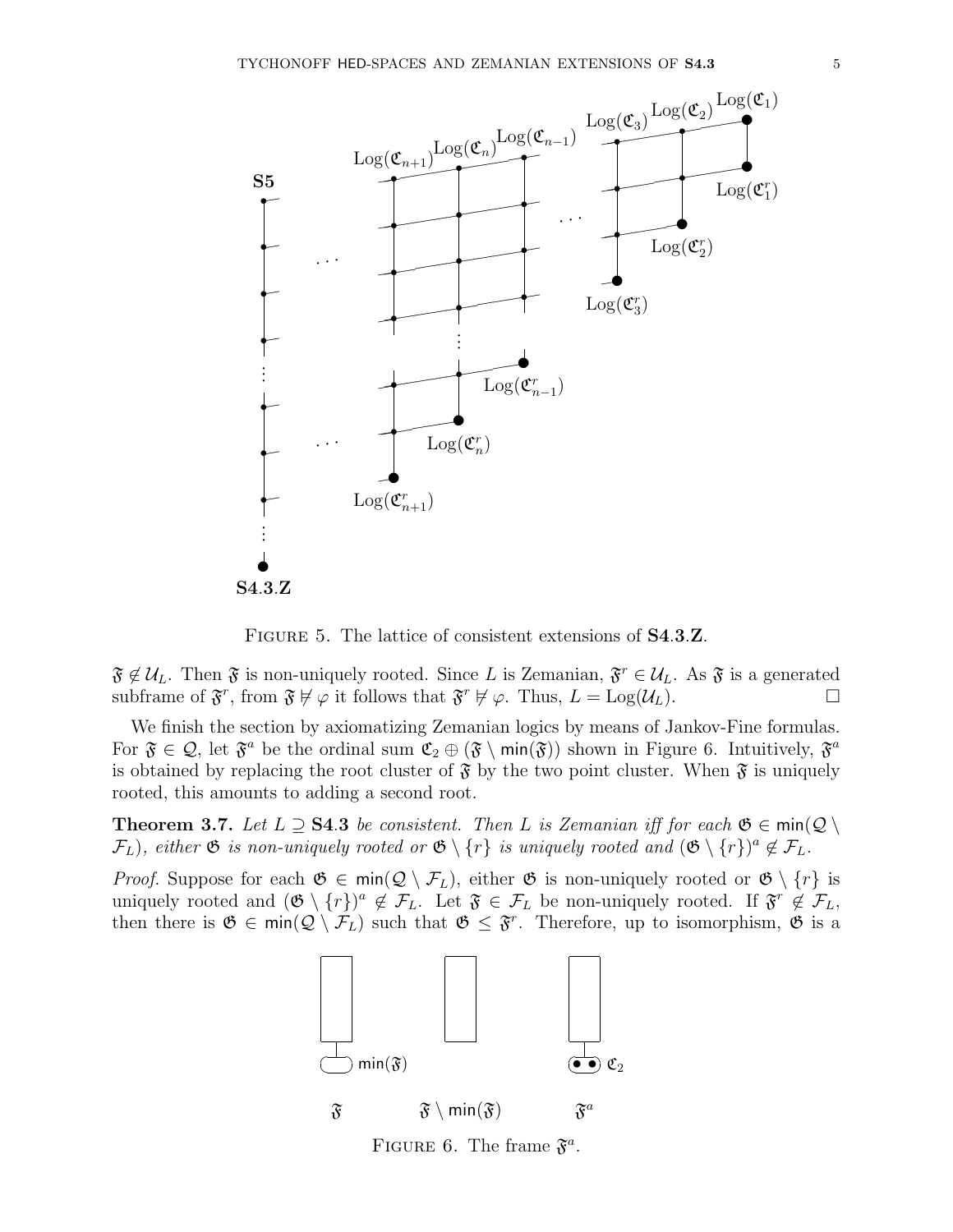FIGURE 5. The lattice of consistent extensions of $\mathbf{S4.3.Z}$.

$\mathfrak{F} \notin \mathcal{U}_L$. Then $\mathfrak{F}$ is non-uniquely rooted. Since $L$ is Zemanian, $\mathfrak{F}^r \in \mathcal{U}_L$. As $\mathfrak{F}$ is a generated subframe of $\mathfrak{F}^r$, from $\mathfrak{F} \not\models \varphi$ it follows that $\mathfrak{F}^r \not\models \varphi$. Thus, $L = \mathrm{Log}(\mathcal{U}_L)$. □

We finish the section by axiomatizing Zemanian logics by means of Jankov-Fine formulas. For $\mathfrak{F} \in \mathcal{Q}$, let $\mathfrak{F}^a$ be the ordinal sum $\mathfrak{C}_2 \oplus (\mathfrak{F} \setminus \mathsf{min}(\mathfrak{F}))$ shown in Figure 6. Intuitively, $\mathfrak{F}^a$ is obtained by replacing the root cluster of $\mathfrak{F}$ by the two point cluster. When $\mathfrak{F}$ is uniquely rooted, this amounts to adding a second root.

**Theorem 3.7.** *Let $L \supseteq \mathbf{S4.3}$ be consistent. Then $L$ is Zemanian iff for each $\mathfrak{G} \in \mathsf{min}(\mathcal{Q} \setminus \mathcal{F}_L)$, either $\mathfrak{G}$ is non-uniquely rooted or $\mathfrak{G} \setminus \{r\}$ is uniquely rooted and $(\mathfrak{G} \setminus \{r\})^a \notin \mathcal{F}_L$.*

*Proof.* Suppose for each $\mathfrak{G} \in \mathsf{min}(\mathcal{Q} \setminus \mathcal{F}_L)$, either $\mathfrak{G}$ is non-uniquely rooted or $\mathfrak{G} \setminus \{r\}$ is uniquely rooted and $(\mathfrak{G} \setminus \{r\})^a \notin \mathcal{F}_L$. Let $\mathfrak{F} \in \mathcal{F}_L$ be non-uniquely rooted. If $\mathfrak{F}^r \notin \mathcal{F}_L$, then there is $\mathfrak{G} \in \mathsf{min}(\mathcal{Q} \setminus \mathcal{F}_L)$ such that $\mathfrak{G} \leq \mathfrak{F}^r$. Therefore, up to isomorphism, $\mathfrak{G}$ is a

FIGURE 6. The frame $\mathfrak{F}^a$.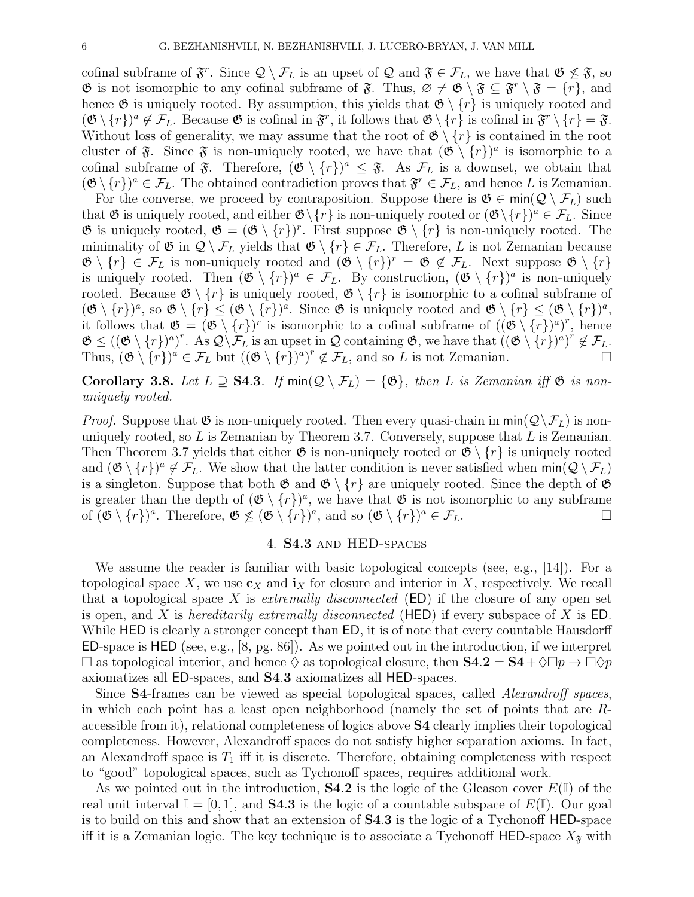cofinal subframe of $\mathfrak{F}^r$. Since $\mathcal{Q} \setminus \mathcal{F}_L$ is an upset of $\mathcal{Q}$ and $\mathfrak{F} \in \mathcal{F}_L$, we have that $\mathfrak{G} \not\leq \mathfrak{F}$, so $\mathfrak{G}$ is not isomorphic to any cofinal subframe of $\mathfrak{F}$. Thus, $\varnothing \neq \mathfrak{G} \setminus \mathfrak{F} \subseteq \mathfrak{F}^r \setminus \mathfrak{F} = \{r\}$, and hence $\mathfrak{G}$ is uniquely rooted. By assumption, this yields that $\mathfrak{G} \setminus \{r\}$ is uniquely rooted and $(\mathfrak{G} \setminus \{r\})^a \notin \mathcal{F}_L$. Because $\mathfrak{G}$ is cofinal in $\mathfrak{F}^r$, it follows that $\mathfrak{G} \setminus \{r\}$ is cofinal in $\mathfrak{F}^r \setminus \{r\} = \mathfrak{F}$. Without loss of generality, we may assume that the root of $\mathfrak{G} \setminus \{r\}$ is contained in the root cluster of $\mathfrak{F}$. Since $\mathfrak{F}$ is non-uniquely rooted, we have that $(\mathfrak{G} \setminus \{r\})^a$ is isomorphic to a cofinal subframe of $\mathfrak{F}$. Therefore, $(\mathfrak{G} \setminus \{r\})^a \leq \mathfrak{F}$. As $\mathcal{F}_L$ is a downset, we obtain that $(\mathfrak{G} \setminus \{r\})^a \in \mathcal{F}_L$. The obtained contradiction proves that $\mathfrak{F}^r \in \mathcal{F}_L$, and hence $L$ is Zemanian.

For the converse, we proceed by contraposition. Suppose there is $\mathfrak{G} \in \min(\mathcal{Q} \setminus \mathcal{F}_L)$ such that $\mathfrak{G}$ is uniquely rooted, and either $\mathfrak{G} \setminus \{r\}$ is non-uniquely rooted or $(\mathfrak{G} \setminus \{r\})^a \in \mathcal{F}_L$. Since $\mathfrak{G}$ is uniquely rooted, $\mathfrak{G} = (\mathfrak{G} \setminus \{r\})^r$. First suppose $\mathfrak{G} \setminus \{r\}$ is non-uniquely rooted. The minimality of $\mathfrak{G}$ in $\mathcal{Q} \setminus \mathcal{F}_L$ yields that $\mathfrak{G} \setminus \{r\} \in \mathcal{F}_L$. Therefore, $L$ is not Zemanian because $\mathfrak{G} \setminus \{r\} \in \mathcal{F}_L$ is non-uniquely rooted and $(\mathfrak{G} \setminus \{r\})^r = \mathfrak{G} \notin \mathcal{F}_L$. Next suppose $\mathfrak{G} \setminus \{r\}$ is uniquely rooted. Then $(\mathfrak{G} \setminus \{r\})^a \in \mathcal{F}_L$. By construction, $(\mathfrak{G} \setminus \{r\})^a$ is non-uniquely rooted. Because $\mathfrak{G} \setminus \{r\}$ is uniquely rooted, $\mathfrak{G} \setminus \{r\}$ is isomorphic to a cofinal subframe of $(\mathfrak{G} \setminus \{r\})^a$, so $\mathfrak{G} \setminus \{r\} \leq (\mathfrak{G} \setminus \{r\})^a$. Since $\mathfrak{G}$ is uniquely rooted and $\mathfrak{G} \setminus \{r\} \leq (\mathfrak{G} \setminus \{r\})^a$, it follows that $\mathfrak{G} = (\mathfrak{G} \setminus \{r\})^r$ is isomorphic to a cofinal subframe of $((\mathfrak{G} \setminus \{r\})^a)^r$, hence $\mathfrak{G} \leq ((\mathfrak{G} \setminus \{r\})^a)^r$. As $\mathcal{Q} \setminus \mathcal{F}_L$ is an upset in $\mathcal{Q}$ containing $\mathfrak{G}$, we have that $((\mathfrak{G} \setminus \{r\})^a)^r \notin \mathcal{F}_L$. Thus, $(\mathfrak{G} \setminus \{r\})^a \in \mathcal{F}_L$ but $((\mathfrak{G} \setminus \{r\})^a)^r \notin \mathcal{F}_L$, and so $L$ is not Zemanian. □

**Corollary 3.8.** *Let $L \supseteq$ **S4.3**. If $\min(\mathcal{Q} \setminus \mathcal{F}_L) = \{\mathfrak{G}\}$, then $L$ is Zemanian iff $\mathfrak{G}$ is non-uniquely rooted.*

*Proof.* Suppose that $\mathfrak{G}$ is non-uniquely rooted. Then every quasi-chain in $\min(\mathcal{Q} \setminus \mathcal{F}_L)$ is non-uniquely rooted, so $L$ is Zemanian by Theorem 3.7. Conversely, suppose that $L$ is Zemanian. Then Theorem 3.7 yields that either $\mathfrak{G}$ is non-uniquely rooted or $\mathfrak{G} \setminus \{r\}$ is uniquely rooted and $(\mathfrak{G} \setminus \{r\})^a \notin \mathcal{F}_L$. We show that the latter condition is never satisfied when $\min(\mathcal{Q} \setminus \mathcal{F}_L)$ is a singleton. Suppose that both $\mathfrak{G}$ and $\mathfrak{G} \setminus \{r\}$ are uniquely rooted. Since the depth of $\mathfrak{G}$ is greater than the depth of $(\mathfrak{G} \setminus \{r\})^a$, we have that $\mathfrak{G}$ is not isomorphic to any subframe of $(\mathfrak{G} \setminus \{r\})^a$. Therefore, $\mathfrak{G} \not\leq (\mathfrak{G} \setminus \{r\})^a$, and so $(\mathfrak{G} \setminus \{r\})^a \in \mathcal{F}_L$. □

## 4. **S4.3** and HED-spaces

We assume the reader is familiar with basic topological concepts (see, e.g., [14]). For a topological space $X$, we use $\mathbf{c}_X$ and $\mathbf{i}_X$ for closure and interior in $X$, respectively. We recall that a topological space $X$ is *extremally disconnected* (ED) if the closure of any open set is open, and $X$ is *hereditarily extremally disconnected* (HED) if every subspace of $X$ is ED. While HED is clearly a stronger concept than ED, it is of note that every countable Hausdorff ED-space is HED (see, e.g., [8, pg. 86]). As we pointed out in the introduction, if we interpret $\Box$ as topological interior, and hence $\Diamond$ as topological closure, then $\mathbf{S4.2} = \mathbf{S4} + \Diamond\Box p \to \Box\Diamond p$ axiomatizes all ED-spaces, and **S4.3** axiomatizes all HED-spaces.

Since **S4**-frames can be viewed as special topological spaces, called *Alexandroff spaces*, in which each point has a least open neighborhood (namely the set of points that are $R$-accessible from it), relational completeness of logics above **S4** clearly implies their topological completeness. However, Alexandroff spaces do not satisfy higher separation axioms. In fact, an Alexandroff space is $T_1$ iff it is discrete. Therefore, obtaining completeness with respect to "good" topological spaces, such as Tychonoff spaces, requires additional work.

As we pointed out in the introduction, **S4.2** is the logic of the Gleason cover $E(\mathbb{I})$ of the real unit interval $\mathbb{I} = [0, 1]$, and **S4.3** is the logic of a countable subspace of $E(\mathbb{I})$. Our goal is to build on this and show that an extension of **S4.3** is the logic of a Tychonoff HED-space iff it is a Zemanian logic. The key technique is to associate a Tychonoff HED-space $X_{\mathfrak{F}}$ with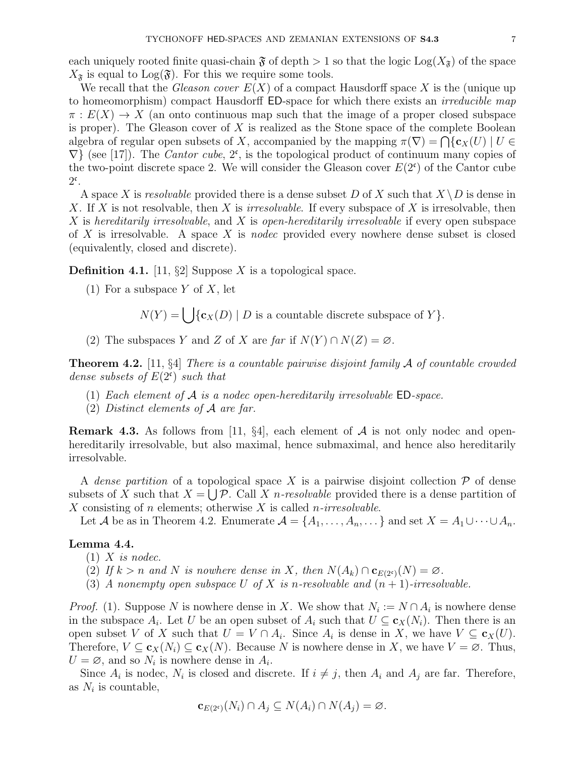each uniquely rooted finite quasi-chain $\mathfrak{F}$ of depth $> 1$ so that the logic $\mathrm{Log}(X_{\mathfrak{F}})$ of the space $X_{\mathfrak{F}}$ is equal to $\mathrm{Log}(\mathfrak{F})$. For this we require some tools.

We recall that the *Gleason cover* $E(X)$ of a compact Hausdorff space $X$ is the (unique up to homeomorphism) compact Hausdorff $\mathsf{ED}$-space for which there exists an *irreducible map* $\pi : E(X) \to X$ (an onto continuous map such that the image of a proper closed subspace is proper). The Gleason cover of $X$ is realized as the Stone space of the complete Boolean algebra of regular open subsets of $X$, accompanied by the mapping $\pi(\nabla) = \bigcap\{\mathbf{c}_X(U) \mid U \in \nabla\}$ (see [17]). The *Cantor cube*, $2^{\mathfrak{c}}$, is the topological product of continuum many copies of the two-point discrete space 2. We will consider the Gleason cover $E(2^{\mathfrak{c}})$ of the Cantor cube $2^{\mathfrak{c}}$.

A space $X$ is *resolvable* provided there is a dense subset $D$ of $X$ such that $X \setminus D$ is dense in $X$. If $X$ is not resolvable, then $X$ is *irresolvable*. If every subspace of $X$ is irresolvable, then $X$ is *hereditarily irresolvable*, and $X$ is *open-hereditarily irresolvable* if every open subspace of $X$ is irresolvable. A space $X$ is *nodec* provided every nowhere dense subset is closed (equivalently, closed and discrete).

**Definition 4.1.** [11, §2] Suppose $X$ is a topological space.

1. For a subspace $Y$ of $X$, let
$$N(Y) = \bigcup\{\mathbf{c}_X(D) \mid D \text{ is a countable discrete subspace of } Y\}.$$
2. The subspaces $Y$ and $Z$ of $X$ are *far* if $N(Y) \cap N(Z) = \varnothing$.

**Theorem 4.2.** [11, §4] *There is a countable pairwise disjoint family $\mathcal{A}$ of countable crowded dense subsets of $E(2^{\mathfrak{c}})$ such that*

1. *Each element of $\mathcal{A}$ is a nodec open-hereditarily irresolvable $\mathsf{ED}$-space.*
2. *Distinct elements of $\mathcal{A}$ are far.*

**Remark 4.3.** As follows from [11, §4], each element of $\mathcal{A}$ is not only nodec and open-hereditarily irresolvable, but also maximal, hence submaximal, and hence also hereditarily irresolvable.

A *dense partition* of a topological space $X$ is a pairwise disjoint collection $\mathcal{P}$ of dense subsets of $X$ such that $X = \bigcup \mathcal{P}$. Call $X$ *$n$-resolvable* provided there is a dense partition of $X$ consisting of $n$ elements; otherwise $X$ is called *$n$-irresolvable*.

Let $\mathcal{A}$ be as in Theorem 4.2. Enumerate $\mathcal{A} = \{A_1, \dots, A_n, \dots\}$ and set $X = A_1 \cup \dots \cup A_n$.

**Lemma 4.4.**

1. *$X$ is nodec.*
2. *If $k > n$ and $N$ is nowhere dense in $X$, then $N(A_k) \cap \mathbf{c}_{E(2^{\mathfrak{c}})}(N) = \varnothing$.*
3. *A nonempty open subspace $U$ of $X$ is $n$-resolvable and $(n+1)$-irresolvable.*

*Proof.* (1). Suppose $N$ is nowhere dense in $X$. We show that $N_i := N \cap A_i$ is nowhere dense in the subspace $A_i$. Let $U$ be an open subset of $A_i$ such that $U \subseteq \mathbf{c}_X(N_i)$. Then there is an open subset $V$ of $X$ such that $U = V \cap A_i$. Since $A_i$ is dense in $X$, we have $V \subseteq \mathbf{c}_X(U)$. Therefore, $V \subseteq \mathbf{c}_X(N_i) \subseteq \mathbf{c}_X(N)$. Because $N$ is nowhere dense in $X$, we have $V = \varnothing$. Thus, $U = \varnothing$, and so $N_i$ is nowhere dense in $A_i$.

Since $A_i$ is nodec, $N_i$ is closed and discrete. If $i \neq j$, then $A_i$ and $A_j$ are far. Therefore, as $N_i$ is countable,
$$\mathbf{c}_{E(2^{\mathfrak{c}})}(N_i) \cap A_j \subseteq N(A_i) \cap N(A_j) = \varnothing.$$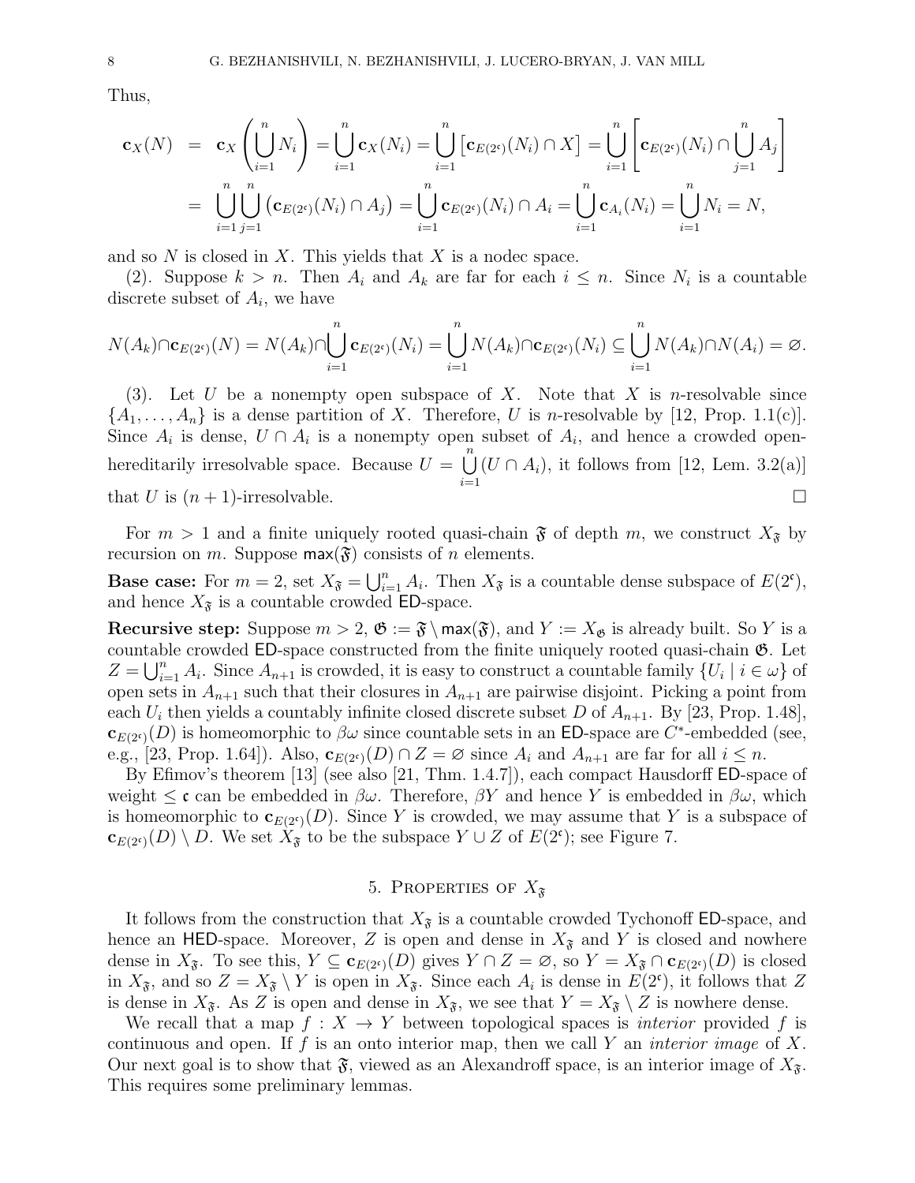Thus,

$$
\begin{aligned}
\mathbf{c}_X(N) &= \mathbf{c}_X\left(\bigcup_{i=1}^n N_i\right) = \bigcup_{i=1}^n \mathbf{c}_X(N_i) = \bigcup_{i=1}^n \left[\mathbf{c}_{E(2^\mathfrak{c})}(N_i) \cap X\right] = \bigcup_{i=1}^n \left[\mathbf{c}_{E(2^\mathfrak{c})}(N_i) \cap \bigcup_{j=1}^n A_j\right] \\
&= \bigcup_{i=1}^n \bigcup_{j=1}^n \left(\mathbf{c}_{E(2^\mathfrak{c})}(N_i) \cap A_j\right) = \bigcup_{i=1}^n \mathbf{c}_{E(2^\mathfrak{c})}(N_i) \cap A_i = \bigcup_{i=1}^n \mathbf{c}_{A_i}(N_i) = \bigcup_{i=1}^n N_i = N,
\end{aligned}
$$

and so $N$ is closed in $X$. This yields that $X$ is a nodec space.

(2). Suppose $k > n$. Then $A_i$ and $A_k$ are far for each $i \le n$. Since $N_i$ is a countable discrete subset of $A_i$, we have

$$
N(A_k) \cap \mathbf{c}_{E(2^\mathfrak{c})}(N) = N(A_k) \cap \bigcup_{i=1}^n \mathbf{c}_{E(2^\mathfrak{c})}(N_i) = \bigcup_{i=1}^n N(A_k) \cap \mathbf{c}_{E(2^\mathfrak{c})}(N_i) \subseteq \bigcup_{i=1}^n N(A_k) \cap N(A_i) = \varnothing.
$$

(3). Let $U$ be a nonempty open subspace of $X$. Note that $X$ is $n$-resolvable since $\{A_1, \dots, A_n\}$ is a dense partition of $X$. Therefore, $U$ is $n$-resolvable by [12, Prop. 1.1(c)]. Since $A_i$ is dense, $U \cap A_i$ is a nonempty open subset of $A_i$, and hence a crowded open-hereditarily irresolvable space. Because $U = \bigcup_{i=1}^n (U \cap A_i)$, it follows from [12, Lem. 3.2(a)] that $U$ is $(n+1)$-irresolvable. $\square$

For $m > 1$ and a finite uniquely rooted quasi-chain $\mathfrak{F}$ of depth $m$, we construct $X_\mathfrak{F}$ by recursion on $m$. Suppose $\mathsf{max}(\mathfrak{F})$ consists of $n$ elements.

**Base case:** For $m = 2$, set $X_\mathfrak{F} = \bigcup_{i=1}^n A_i$. Then $X_\mathfrak{F}$ is a countable dense subspace of $E(2^\mathfrak{c})$, and hence $X_\mathfrak{F}$ is a countable crowded $\mathsf{ED}$-space.

**Recursive step:** Suppose $m > 2$, $\mathfrak{G} := \mathfrak{F} \setminus \mathsf{max}(\mathfrak{F})$, and $Y := X_\mathfrak{G}$ is already built. So $Y$ is a countable crowded $\mathsf{ED}$-space constructed from the finite uniquely rooted quasi-chain $\mathfrak{G}$. Let $Z = \bigcup_{i=1}^n A_i$. Since $A_{n+1}$ is crowded, it is easy to construct a countable family $\{U_i \mid i \in \omega\}$ of open sets in $A_{n+1}$ such that their closures in $A_{n+1}$ are pairwise disjoint. Picking a point from each $U_i$ then yields a countably infinite closed discrete subset $D$ of $A_{n+1}$. By [23, Prop. 1.48], $\mathbf{c}_{E(2^\mathfrak{c})}(D)$ is homeomorphic to $\beta\omega$ since countable sets in an $\mathsf{ED}$-space are $C^*$-embedded (see, e.g., [23, Prop. 1.64]). Also, $\mathbf{c}_{E(2^\mathfrak{c})}(D) \cap Z = \varnothing$ since $A_i$ and $A_{n+1}$ are far for all $i \le n$.

By Efimov's theorem [13] (see also [21, Thm. 1.4.7]), each compact Hausdorff $\mathsf{ED}$-space of weight $\le \mathfrak{c}$ can be embedded in $\beta\omega$. Therefore, $\beta Y$ and hence $Y$ is embedded in $\beta\omega$, which is homeomorphic to $\mathbf{c}_{E(2^\mathfrak{c})}(D)$. Since $Y$ is crowded, we may assume that $Y$ is a subspace of $\mathbf{c}_{E(2^\mathfrak{c})}(D) \setminus D$. We set $X_\mathfrak{F}$ to be the subspace $Y \cup Z$ of $E(2^\mathfrak{c})$; see Figure 7.

## 5. Properties of $X_\mathfrak{F}$

It follows from the construction that $X_\mathfrak{F}$ is a countable crowded Tychonoff $\mathsf{ED}$-space, and hence an $\mathsf{HED}$-space. Moreover, $Z$ is open and dense in $X_\mathfrak{F}$ and $Y$ is closed and nowhere dense in $X_\mathfrak{F}$. To see this, $Y \subseteq \mathbf{c}_{E(2^\mathfrak{c})}(D)$ gives $Y \cap Z = \varnothing$, so $Y = X_\mathfrak{F} \cap \mathbf{c}_{E(2^\mathfrak{c})}(D)$ is closed in $X_\mathfrak{F}$, and so $Z = X_\mathfrak{F} \setminus Y$ is open in $X_\mathfrak{F}$. Since each $A_i$ is dense in $E(2^\mathfrak{c})$, it follows that $Z$ is dense in $X_\mathfrak{F}$. As $Z$ is open and dense in $X_\mathfrak{F}$, we see that $Y = X_\mathfrak{F} \setminus Z$ is nowhere dense.

We recall that a map $f : X \to Y$ between topological spaces is *interior* provided $f$ is continuous and open. If $f$ is an onto interior map, then we call $Y$ an *interior image* of $X$. Our next goal is to show that $\mathfrak{F}$, viewed as an Alexandroff space, is an interior image of $X_\mathfrak{F}$. This requires some preliminary lemmas.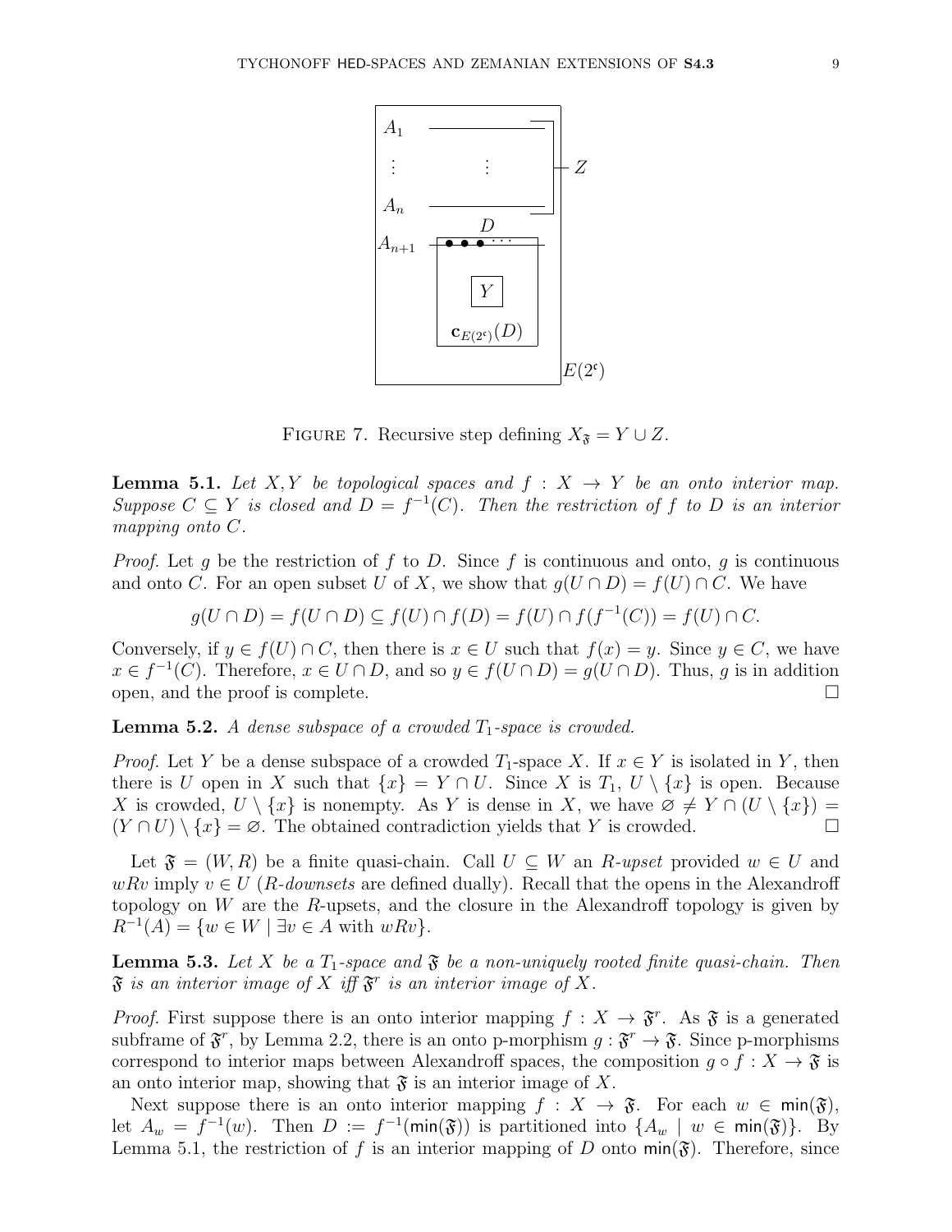FIGURE 7. Recursive step defining $X_{\mathfrak{F}} = Y \cup Z$.

**Lemma 5.1.** *Let $X, Y$ be topological spaces and $f : X \to Y$ be an onto interior map. Suppose $C \subseteq Y$ is closed and $D = f^{-1}(C)$. Then the restriction of $f$ to $D$ is an interior mapping onto $C$.*

*Proof.* Let $g$ be the restriction of $f$ to $D$. Since $f$ is continuous and onto, $g$ is continuous and onto $C$. For an open subset $U$ of $X$, we show that $g(U \cap D) = f(U) \cap C$. We have

$$g(U \cap D) = f(U \cap D) \subseteq f(U) \cap f(D) = f(U) \cap f(f^{-1}(C)) = f(U) \cap C.$$

Conversely, if $y \in f(U) \cap C$, then there is $x \in U$ such that $f(x) = y$. Since $y \in C$, we have $x \in f^{-1}(C)$. Therefore, $x \in U \cap D$, and so $y \in f(U \cap D) = g(U \cap D)$. Thus, $g$ is in addition open, and the proof is complete. $\square$

**Lemma 5.2.** *A dense subspace of a crowded $T_1$-space is crowded.*

*Proof.* Let $Y$ be a dense subspace of a crowded $T_1$-space $X$. If $x \in Y$ is isolated in $Y$, then there is $U$ open in $X$ such that $\{x\} = Y \cap U$. Since $X$ is $T_1$, $U \setminus \{x\}$ is open. Because $X$ is crowded, $U \setminus \{x\}$ is nonempty. As $Y$ is dense in $X$, we have $\varnothing \neq Y \cap (U \setminus \{x\}) = (Y \cap U) \setminus \{x\} = \varnothing$. The obtained contradiction yields that $Y$ is crowded. $\square$

Let $\mathfrak{F} = (W, R)$ be a finite quasi-chain. Call $U \subseteq W$ an *$R$-upset* provided $w \in U$ and $wRv$ imply $v \in U$ (*$R$-downsets* are defined dually). Recall that the opens in the Alexandroff topology on $W$ are the $R$-upsets, and the closure in the Alexandroff topology is given by $R^{-1}(A) = \{w \in W \mid \exists v \in A \text{ with } wRv\}$.

**Lemma 5.3.** *Let $X$ be a $T_1$-space and $\mathfrak{F}$ be a non-uniquely rooted finite quasi-chain. Then $\mathfrak{F}$ is an interior image of $X$ iff $\mathfrak{F}^r$ is an interior image of $X$.*

*Proof.* First suppose there is an onto interior mapping $f : X \to \mathfrak{F}^r$. As $\mathfrak{F}$ is a generated subframe of $\mathfrak{F}^r$, by Lemma 2.2, there is an onto p-morphism $g : \mathfrak{F}^r \to \mathfrak{F}$. Since p-morphisms correspond to interior maps between Alexandroff spaces, the composition $g \circ f : X \to \mathfrak{F}$ is an onto interior map, showing that $\mathfrak{F}$ is an interior image of $X$.

Next suppose there is an onto interior mapping $f : X \to \mathfrak{F}$. For each $w \in \mathsf{min}(\mathfrak{F})$, let $A_w = f^{-1}(w)$. Then $D := f^{-1}(\mathsf{min}(\mathfrak{F}))$ is partitioned into $\{A_w \mid w \in \mathsf{min}(\mathfrak{F})\}$. By Lemma 5.1, the restriction of $f$ is an interior mapping of $D$ onto $\mathsf{min}(\mathfrak{F})$. Therefore, since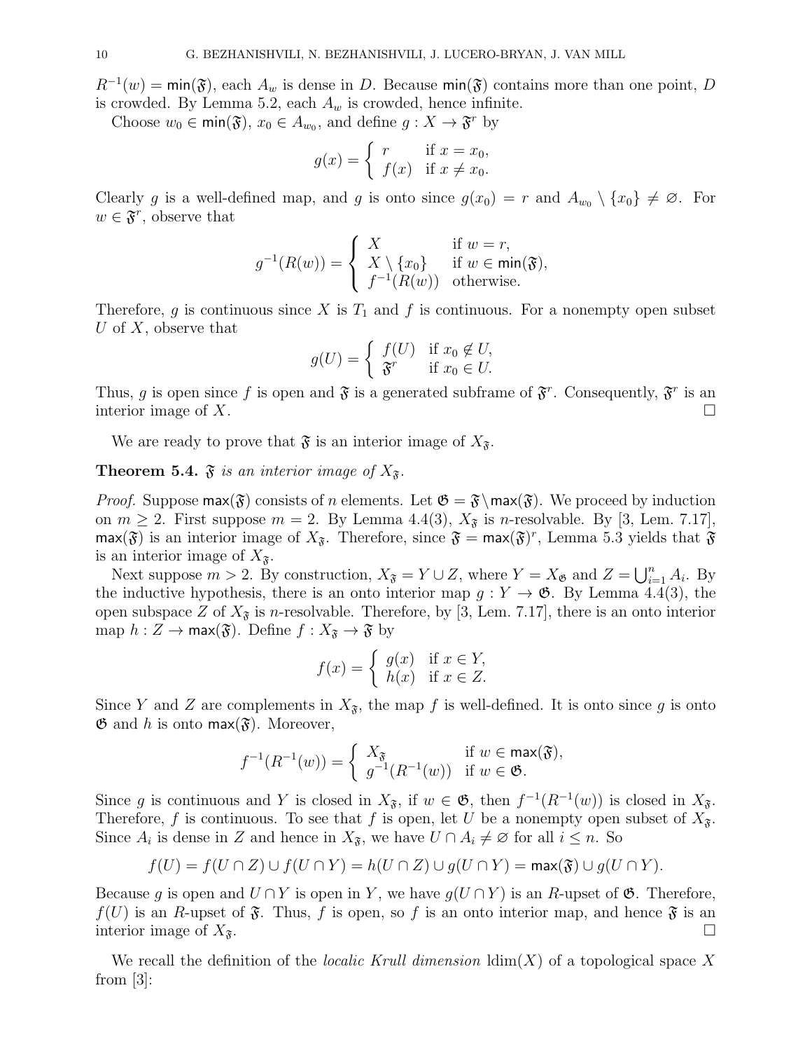$R^{-1}(w) = \mathsf{min}(\mathfrak{F})$, each $A_w$ is dense in $D$. Because $\mathsf{min}(\mathfrak{F})$ contains more than one point, $D$ is crowded. By Lemma 5.2, each $A_w$ is crowded, hence infinite.

Choose $w_0 \in \mathsf{min}(\mathfrak{F})$, $x_0 \in A_{w_0}$, and define $g : X \to \mathfrak{F}^r$ by

$$g(x) = \begin{cases} r & \text{if } x = x_0, \\ f(x) & \text{if } x \neq x_0. \end{cases}$$

Clearly $g$ is a well-defined map, and $g$ is onto since $g(x_0) = r$ and $A_{w_0} \setminus \{x_0\} \neq \varnothing$. For $w \in \mathfrak{F}^r$, observe that

$$g^{-1}(R(w)) = \begin{cases} X & \text{if } w = r, \\ X \setminus \{x_0\} & \text{if } w \in \mathsf{min}(\mathfrak{F}), \\ f^{-1}(R(w)) & \text{otherwise.} \end{cases}$$

Therefore, $g$ is continuous since $X$ is $T_1$ and $f$ is continuous. For a nonempty open subset $U$ of $X$, observe that

$$g(U) = \begin{cases} f(U) & \text{if } x_0 \notin U, \\ \mathfrak{F}^r & \text{if } x_0 \in U. \end{cases}$$

Thus, $g$ is open since $f$ is open and $\mathfrak{F}$ is a generated subframe of $\mathfrak{F}^r$. Consequently, $\mathfrak{F}^r$ is an interior image of $X$. □

We are ready to prove that $\mathfrak{F}$ is an interior image of $X_{\mathfrak{F}}$.

**Theorem 5.4.** *$\mathfrak{F}$ is an interior image of $X_{\mathfrak{F}}$.*

*Proof.* Suppose $\mathsf{max}(\mathfrak{F})$ consists of $n$ elements. Let $\mathfrak{G} = \mathfrak{F} \setminus \mathsf{max}(\mathfrak{F})$. We proceed by induction on $m \geq 2$. First suppose $m = 2$. By Lemma 4.4(3), $X_{\mathfrak{F}}$ is $n$-resolvable. By [3, Lem. 7.17], $\mathsf{max}(\mathfrak{F})$ is an interior image of $X_{\mathfrak{F}}$. Therefore, since $\mathfrak{F} = \mathsf{max}(\mathfrak{F})^r$, Lemma 5.3 yields that $\mathfrak{F}$ is an interior image of $X_{\mathfrak{F}}$.

Next suppose $m > 2$. By construction, $X_{\mathfrak{F}} = Y \cup Z$, where $Y = X_{\mathfrak{G}}$ and $Z = \bigcup_{i=1}^{n} A_i$. By the inductive hypothesis, there is an onto interior map $g : Y \to \mathfrak{G}$. By Lemma 4.4(3), the open subspace $Z$ of $X_{\mathfrak{F}}$ is $n$-resolvable. Therefore, by [3, Lem. 7.17], there is an onto interior map $h : Z \to \mathsf{max}(\mathfrak{F})$. Define $f : X_{\mathfrak{F}} \to \mathfrak{F}$ by

$$f(x) = \begin{cases} g(x) & \text{if } x \in Y, \\ h(x) & \text{if } x \in Z. \end{cases}$$

Since $Y$ and $Z$ are complements in $X_{\mathfrak{F}}$, the map $f$ is well-defined. It is onto since $g$ is onto $\mathfrak{G}$ and $h$ is onto $\mathsf{max}(\mathfrak{F})$. Moreover,

$$f^{-1}(R^{-1}(w)) = \begin{cases} X_{\mathfrak{F}} & \text{if } w \in \mathsf{max}(\mathfrak{F}), \\ g^{-1}(R^{-1}(w)) & \text{if } w \in \mathfrak{G}. \end{cases}$$

Since $g$ is continuous and $Y$ is closed in $X_{\mathfrak{F}}$, if $w \in \mathfrak{G}$, then $f^{-1}(R^{-1}(w))$ is closed in $X_{\mathfrak{F}}$. Therefore, $f$ is continuous. To see that $f$ is open, let $U$ be a nonempty open subset of $X_{\mathfrak{F}}$. Since $A_i$ is dense in $Z$ and hence in $X_{\mathfrak{F}}$, we have $U \cap A_i \neq \varnothing$ for all $i \leq n$. So

$$f(U) = f(U \cap Z) \cup f(U \cap Y) = h(U \cap Z) \cup g(U \cap Y) = \mathsf{max}(\mathfrak{F}) \cup g(U \cap Y).$$

Because $g$ is open and $U \cap Y$ is open in $Y$, we have $g(U \cap Y)$ is an $R$-upset of $\mathfrak{G}$. Therefore, $f(U)$ is an $R$-upset of $\mathfrak{F}$. Thus, $f$ is open, so $f$ is an onto interior map, and hence $\mathfrak{F}$ is an interior image of $X_{\mathfrak{F}}$. □

We recall the definition of the *localic Krull dimension* $\mathrm{ldim}(X)$ of a topological space $X$ from [3]: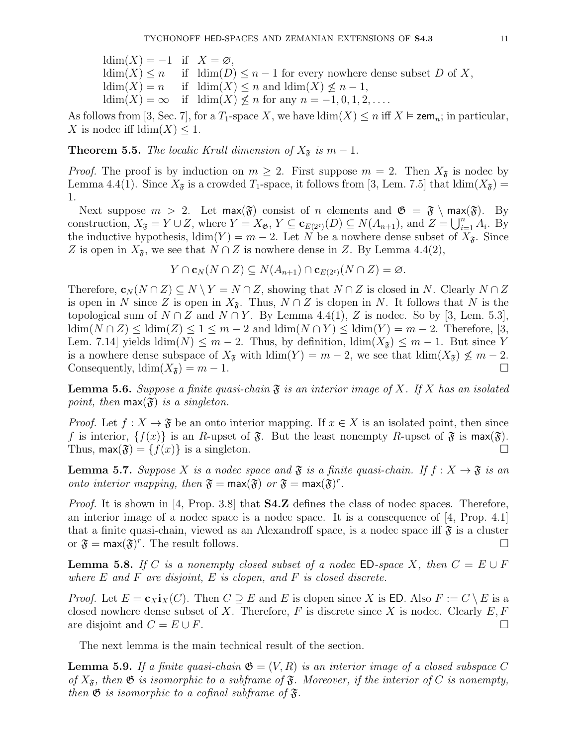$$
\begin{array}{lll}
\mathrm{ldim}(X) = -1 & \text{if} & X = \varnothing, \\
\mathrm{ldim}(X) \leq n & \text{if} & \mathrm{ldim}(D) \leq n-1 \text{ for every nowhere dense subset } D \text{ of } X, \\
\mathrm{ldim}(X) = n & \text{if} & \mathrm{ldim}(X) \leq n \text{ and } \mathrm{ldim}(X) \not\leq n-1, \\
\mathrm{ldim}(X) = \infty & \text{if} & \mathrm{ldim}(X) \not\leq n \text{ for any } n = -1, 0, 1, 2, \ldots.
\end{array}
$$

As follows from [3, Sec. 7], for a $T_1$-space $X$, we have $\mathrm{ldim}(X) \leq n$ iff $X \vDash \mathsf{zem}_n$; in particular, $X$ is nodec iff $\mathrm{ldim}(X) \leq 1$.

**Theorem 5.5.** *The localic Krull dimension of $X_{\mathfrak{F}}$ is $m-1$.*

*Proof.* The proof is by induction on $m \geq 2$. First suppose $m = 2$. Then $X_{\mathfrak{F}}$ is nodec by Lemma 4.4(1). Since $X_{\mathfrak{F}}$ is a crowded $T_1$-space, it follows from [3, Lem. 7.5] that $\mathrm{ldim}(X_{\mathfrak{F}}) = 1$.

Next suppose $m > 2$. Let $\mathsf{max}(\mathfrak{F})$ consist of $n$ elements and $\mathfrak{G} = \mathfrak{F} \setminus \mathsf{max}(\mathfrak{F})$. By construction, $X_{\mathfrak{F}} = Y \cup Z$, where $Y = X_{\mathfrak{G}}$, $Y \subseteq \mathbf{c}_{E(2^{\mathfrak{c}})}(D) \subseteq N(A_{n+1})$, and $Z = \bigcup_{i=1}^{n} A_i$. By the inductive hypothesis, $\mathrm{ldim}(Y) = m-2$. Let $N$ be a nowhere dense subset of $X_{\mathfrak{F}}$. Since $Z$ is open in $X_{\mathfrak{F}}$, we see that $N \cap Z$ is nowhere dense in $Z$. By Lemma 4.4(2),

$$
Y \cap \mathbf{c}_N(N \cap Z) \subseteq N(A_{n+1}) \cap \mathbf{c}_{E(2^{\mathfrak{c}})}(N \cap Z) = \varnothing.
$$

Therefore, $\mathbf{c}_N(N \cap Z) \subseteq N \setminus Y = N \cap Z$, showing that $N \cap Z$ is closed in $N$. Clearly $N \cap Z$ is open in $N$ since $Z$ is open in $X_{\mathfrak{F}}$. Thus, $N \cap Z$ is clopen in $N$. It follows that $N$ is the topological sum of $N \cap Z$ and $N \cap Y$. By Lemma 4.4(1), $Z$ is nodec. So by [3, Lem. 5.3], $\mathrm{ldim}(N \cap Z) \leq \mathrm{ldim}(Z) \leq 1 \leq m-2$ and $\mathrm{ldim}(N \cap Y) \leq \mathrm{ldim}(Y) = m-2$. Therefore, [3, Lem. 7.14] yields $\mathrm{ldim}(N) \leq m-2$. Thus, by definition, $\mathrm{ldim}(X_{\mathfrak{F}}) \leq m-1$. But since $Y$ is a nowhere dense subspace of $X_{\mathfrak{F}}$ with $\mathrm{ldim}(Y) = m-2$, we see that $\mathrm{ldim}(X_{\mathfrak{F}}) \not\leq m-2$. Consequently, $\mathrm{ldim}(X_{\mathfrak{F}}) = m-1$. $\square$

**Lemma 5.6.** *Suppose a finite quasi-chain $\mathfrak{F}$ is an interior image of $X$. If $X$ has an isolated point, then $\mathsf{max}(\mathfrak{F})$ is a singleton.*

*Proof.* Let $f : X \to \mathfrak{F}$ be an onto interior mapping. If $x \in X$ is an isolated point, then since $f$ is interior, $\{f(x)\}$ is an $R$-upset of $\mathfrak{F}$. But the least nonempty $R$-upset of $\mathfrak{F}$ is $\mathsf{max}(\mathfrak{F})$. Thus, $\mathsf{max}(\mathfrak{F}) = \{f(x)\}$ is a singleton. $\square$

**Lemma 5.7.** *Suppose $X$ is a nodec space and $\mathfrak{F}$ is a finite quasi-chain. If $f : X \to \mathfrak{F}$ is an onto interior mapping, then $\mathfrak{F} = \mathsf{max}(\mathfrak{F})$ or $\mathfrak{F} = \mathsf{max}(\mathfrak{F})^r$.*

*Proof.* It is shown in [4, Prop. 3.8] that **S4.Z** defines the class of nodec spaces. Therefore, an interior image of a nodec space is a nodec space. It is a consequence of [4, Prop. 4.1] that a finite quasi-chain, viewed as an Alexandroff space, is a nodec space iff $\mathfrak{F}$ is a cluster or $\mathfrak{F} = \mathsf{max}(\mathfrak{F})^r$. The result follows. $\square$

**Lemma 5.8.** *If $C$ is a nonempty closed subset of a nodec $\mathsf{ED}$-space $X$, then $C = E \cup F$ where $E$ and $F$ are disjoint, $E$ is clopen, and $F$ is closed discrete.*

*Proof.* Let $E = \mathbf{c}_X \mathbf{i}_X(C)$. Then $C \supseteq E$ and $E$ is clopen since $X$ is $\mathsf{ED}$. Also $F := C \setminus E$ is a closed nowhere dense subset of $X$. Therefore, $F$ is discrete since $X$ is nodec. Clearly $E, F$ are disjoint and $C = E \cup F$. $\square$

The next lemma is the main technical result of the section.

**Lemma 5.9.** *If a finite quasi-chain $\mathfrak{G} = (V, R)$ is an interior image of a closed subspace $C$ of $X_{\mathfrak{F}}$, then $\mathfrak{G}$ is isomorphic to a subframe of $\mathfrak{F}$. Moreover, if the interior of $C$ is nonempty, then $\mathfrak{G}$ is isomorphic to a cofinal subframe of $\mathfrak{F}$.*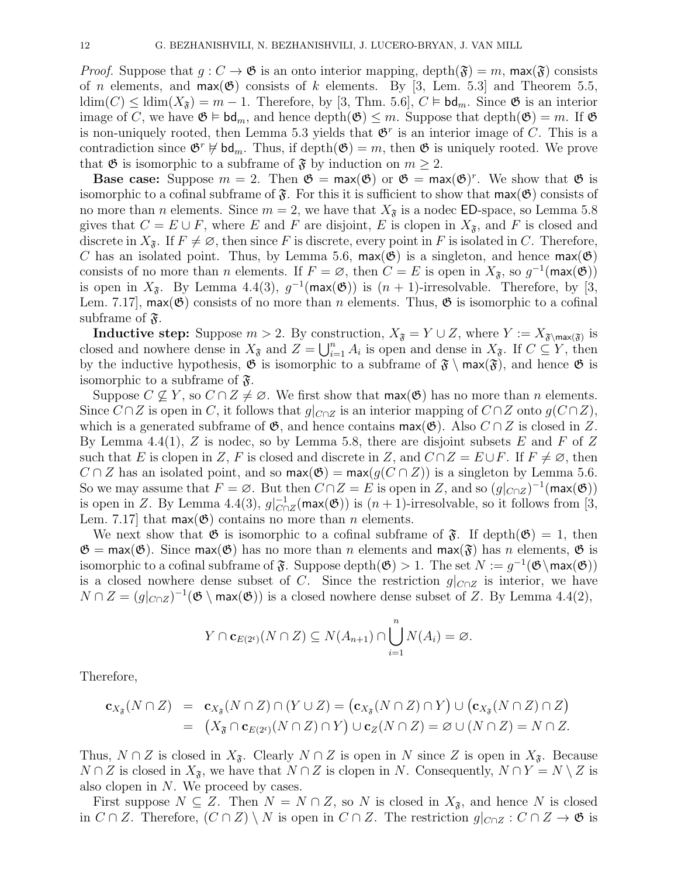*Proof.* Suppose that $g : C \to \mathfrak{G}$ is an onto interior mapping, $\operatorname{depth}(\mathfrak{F}) = m$, $\mathsf{max}(\mathfrak{F})$ consists of $n$ elements, and $\mathsf{max}(\mathfrak{G})$ consists of $k$ elements. By [3, Lem. 5.3] and Theorem 5.5, $\operatorname{ldim}(C) \leq \operatorname{ldim}(X_{\mathfrak{F}}) = m-1$. Therefore, by [3, Thm. 5.6], $C \vDash \mathsf{bd}_m$. Since $\mathfrak{G}$ is an interior image of $C$, we have $\mathfrak{G} \vDash \mathsf{bd}_m$, and hence $\operatorname{depth}(\mathfrak{G}) \leq m$. Suppose that $\operatorname{depth}(\mathfrak{G}) = m$. If $\mathfrak{G}$ is non-uniquely rooted, then Lemma 5.3 yields that $\mathfrak{G}^r$ is an interior image of $C$. This is a contradiction since $\mathfrak{G}^r \not\vDash \mathsf{bd}_m$. Thus, if $\operatorname{depth}(\mathfrak{G}) = m$, then $\mathfrak{G}$ is uniquely rooted. We prove that $\mathfrak{G}$ is isomorphic to a subframe of $\mathfrak{F}$ by induction on $m \geq 2$.

**Base case:** Suppose $m = 2$. Then $\mathfrak{G} = \mathsf{max}(\mathfrak{G})$ or $\mathfrak{G} = \mathsf{max}(\mathfrak{G})^r$. We show that $\mathfrak{G}$ is isomorphic to a cofinal subframe of $\mathfrak{F}$. For this it is sufficient to show that $\mathsf{max}(\mathfrak{G})$ consists of no more than $n$ elements. Since $m = 2$, we have that $X_{\mathfrak{F}}$ is a nodec $\mathsf{ED}$-space, so Lemma 5.8 gives that $C = E \cup F$, where $E$ and $F$ are disjoint, $E$ is clopen in $X_{\mathfrak{F}}$, and $F$ is closed and discrete in $X_{\mathfrak{F}}$. If $F \neq \varnothing$, then since $F$ is discrete, every point in $F$ is isolated in $C$. Therefore, $C$ has an isolated point. Thus, by Lemma 5.6, $\mathsf{max}(\mathfrak{G})$ is a singleton, and hence $\mathsf{max}(\mathfrak{G})$ consists of no more than $n$ elements. If $F = \varnothing$, then $C = E$ is open in $X_{\mathfrak{F}}$, so $g^{-1}(\mathsf{max}(\mathfrak{G}))$ is open in $X_{\mathfrak{F}}$. By Lemma 4.4(3), $g^{-1}(\mathsf{max}(\mathfrak{G}))$ is $(n+1)$-irresolvable. Therefore, by [3, Lem. 7.17], $\mathsf{max}(\mathfrak{G})$ consists of no more than $n$ elements. Thus, $\mathfrak{G}$ is isomorphic to a cofinal subframe of $\mathfrak{F}$.

**Inductive step:** Suppose $m > 2$. By construction, $X_{\mathfrak{F}} = Y \cup Z$, where $Y := X_{\mathfrak{F}\setminus\mathsf{max}(\mathfrak{F})}$ is closed and nowhere dense in $X_{\mathfrak{F}}$ and $Z = \bigcup_{i=1}^{n} A_i$ is open and dense in $X_{\mathfrak{F}}$. If $C \subseteq Y$, then by the inductive hypothesis, $\mathfrak{G}$ is isomorphic to a subframe of $\mathfrak{F} \setminus \mathsf{max}(\mathfrak{F})$, and hence $\mathfrak{G}$ is isomorphic to a subframe of $\mathfrak{F}$.

Suppose $C \not\subseteq Y$, so $C \cap Z \neq \varnothing$. We first show that $\mathsf{max}(\mathfrak{G})$ has no more than $n$ elements. Since $C \cap Z$ is open in $C$, it follows that $g|_{C\cap Z}$ is an interior mapping of $C \cap Z$ onto $g(C\cap Z)$, which is a generated subframe of $\mathfrak{G}$, and hence contains $\mathsf{max}(\mathfrak{G})$. Also $C \cap Z$ is closed in $Z$. By Lemma 4.4(1), $Z$ is nodec, so by Lemma 5.8, there are disjoint subsets $E$ and $F$ of $Z$ such that $E$ is clopen in $Z$, $F$ is closed and discrete in $Z$, and $C \cap Z = E \cup F$. If $F \neq \varnothing$, then $C \cap Z$ has an isolated point, and so $\mathsf{max}(\mathfrak{G}) = \mathsf{max}(g(C\cap Z))$ is a singleton by Lemma 5.6. So we may assume that $F = \varnothing$. But then $C \cap Z = E$ is open in $Z$, and so $(g|_{C\cap Z})^{-1}(\mathsf{max}(\mathfrak{G}))$ is open in $Z$. By Lemma 4.4(3), $g|_{C\cap Z}^{-1}(\mathsf{max}(\mathfrak{G}))$ is $(n+1)$-irresolvable, so it follows from [3, Lem. 7.17] that $\mathsf{max}(\mathfrak{G})$ contains no more than $n$ elements.

We next show that $\mathfrak{G}$ is isomorphic to a cofinal subframe of $\mathfrak{F}$. If $\operatorname{depth}(\mathfrak{G}) = 1$, then $\mathfrak{G} = \mathsf{max}(\mathfrak{G})$. Since $\mathsf{max}(\mathfrak{G})$ has no more than $n$ elements and $\mathsf{max}(\mathfrak{F})$ has $n$ elements, $\mathfrak{G}$ is isomorphic to a cofinal subframe of $\mathfrak{F}$. Suppose $\operatorname{depth}(\mathfrak{G}) > 1$. The set $N := g^{-1}(\mathfrak{G}\setminus\mathsf{max}(\mathfrak{G}))$ is a closed nowhere dense subset of $C$. Since the restriction $g|_{C\cap Z}$ is interior, we have $N \cap Z = (g|_{C\cap Z})^{-1}(\mathfrak{G}\setminus\mathsf{max}(\mathfrak{G}))$ is a closed nowhere dense subset of $Z$. By Lemma 4.4(2),

$$Y \cap \mathbf{c}_{E(2^{\mathfrak{c}})}(N\cap Z) \subseteq N(A_{n+1}) \cap \bigcup_{i=1}^{n} N(A_i) = \varnothing.$$

Therefore,

$$\begin{aligned}
\mathbf{c}_{X_{\mathfrak{F}}}(N\cap Z) &= \mathbf{c}_{X_{\mathfrak{F}}}(N\cap Z)\cap(Y\cup Z) = \big(\mathbf{c}_{X_{\mathfrak{F}}}(N\cap Z)\cap Y\big)\cup\big(\mathbf{c}_{X_{\mathfrak{F}}}(N\cap Z)\cap Z\big)\\
&= \big(X_{\mathfrak{F}}\cap \mathbf{c}_{E(2^{\mathfrak{c}})}(N\cap Z)\cap Y\big)\cup \mathbf{c}_Z(N\cap Z) = \varnothing\cup(N\cap Z) = N\cap Z.
\end{aligned}$$

Thus, $N \cap Z$ is closed in $X_{\mathfrak{F}}$. Clearly $N \cap Z$ is open in $N$ since $Z$ is open in $X_{\mathfrak{F}}$. Because $N \cap Z$ is closed in $X_{\mathfrak{F}}$, we have that $N \cap Z$ is clopen in $N$. Consequently, $N \cap Y = N \setminus Z$ is also clopen in $N$. We proceed by cases.

First suppose $N \subseteq Z$. Then $N = N \cap Z$, so $N$ is closed in $X_{\mathfrak{F}}$, and hence $N$ is closed in $C \cap Z$. Therefore, $(C\cap Z)\setminus N$ is open in $C \cap Z$. The restriction $g|_{C\cap Z} : C \cap Z \to \mathfrak{G}$ is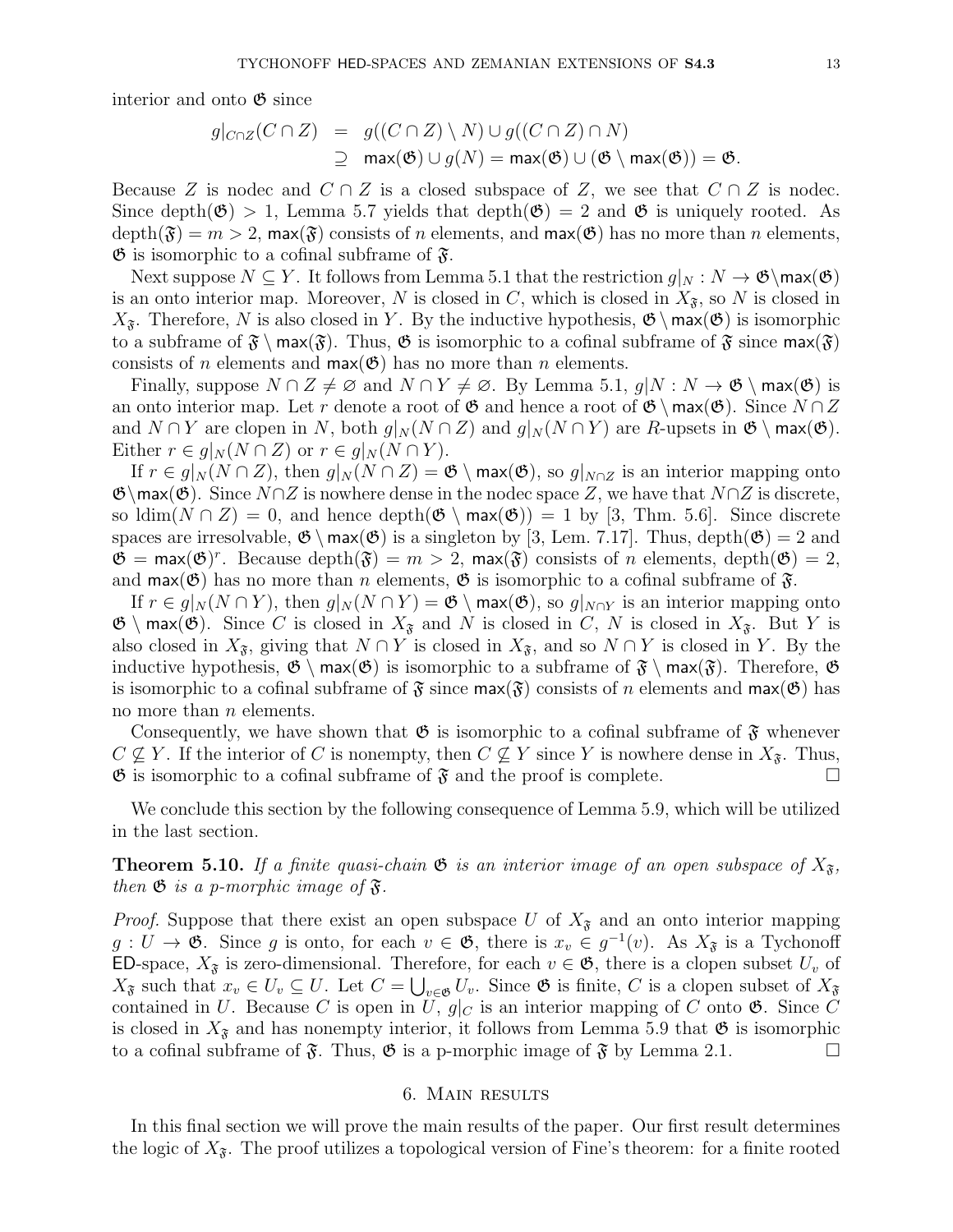interior and onto $\mathfrak{G}$ since

$$
\begin{aligned}
g|_{C\cap Z}(C\cap Z) &= g((C\cap Z)\setminus N)\cup g((C\cap Z)\cap N)\\
&\supseteq \mathsf{max}(\mathfrak{G})\cup g(N)=\mathsf{max}(\mathfrak{G})\cup(\mathfrak{G}\setminus\mathsf{max}(\mathfrak{G}))=\mathfrak{G}.
\end{aligned}
$$

Because $Z$ is nodec and $C\cap Z$ is a closed subspace of $Z$, we see that $C\cap Z$ is nodec. Since $\mathrm{depth}(\mathfrak{G})>1$, Lemma 5.7 yields that $\mathrm{depth}(\mathfrak{G})=2$ and $\mathfrak{G}$ is uniquely rooted. As $\mathrm{depth}(\mathfrak{F})=m>2$, $\mathsf{max}(\mathfrak{F})$ consists of $n$ elements, and $\mathsf{max}(\mathfrak{G})$ has no more than $n$ elements, $\mathfrak{G}$ is isomorphic to a cofinal subframe of $\mathfrak{F}$.

Next suppose $N\subseteq Y$. It follows from Lemma 5.1 that the restriction $g|_N:N\to\mathfrak{G}\setminus\mathsf{max}(\mathfrak{G})$ is an onto interior map. Moreover, $N$ is closed in $C$, which is closed in $X_{\mathfrak{F}}$, so $N$ is closed in $X_{\mathfrak{F}}$. Therefore, $N$ is also closed in $Y$. By the inductive hypothesis, $\mathfrak{G}\setminus\mathsf{max}(\mathfrak{G})$ is isomorphic to a subframe of $\mathfrak{F}\setminus\mathsf{max}(\mathfrak{F})$. Thus, $\mathfrak{G}$ is isomorphic to a cofinal subframe of $\mathfrak{F}$ since $\mathsf{max}(\mathfrak{F})$ consists of $n$ elements and $\mathsf{max}(\mathfrak{G})$ has no more than $n$ elements.

Finally, suppose $N\cap Z\neq\varnothing$ and $N\cap Y\neq\varnothing$. By Lemma 5.1, $g|N:N\to\mathfrak{G}\setminus\mathsf{max}(\mathfrak{G})$ is an onto interior map. Let $r$ denote a root of $\mathfrak{G}$ and hence a root of $\mathfrak{G}\setminus\mathsf{max}(\mathfrak{G})$. Since $N\cap Z$ and $N\cap Y$ are clopen in $N$, both $g|_N(N\cap Z)$ and $g|_N(N\cap Y)$ are $R$-upsets in $\mathfrak{G}\setminus\mathsf{max}(\mathfrak{G})$. Either $r\in g|_N(N\cap Z)$ or $r\in g|_N(N\cap Y)$.

If $r\in g|_N(N\cap Z)$, then $g|_N(N\cap Z)=\mathfrak{G}\setminus\mathsf{max}(\mathfrak{G})$, so $g|_{N\cap Z}$ is an interior mapping onto $\mathfrak{G}\setminus\mathsf{max}(\mathfrak{G})$. Since $N\cap Z$ is nowhere dense in the nodec space $Z$, we have that $N\cap Z$ is discrete, so $\mathrm{ldim}(N\cap Z)=0$, and hence $\mathrm{depth}(\mathfrak{G}\setminus\mathsf{max}(\mathfrak{G}))=1$ by [3, Thm. 5.6]. Since discrete spaces are irresolvable, $\mathfrak{G}\setminus\mathsf{max}(\mathfrak{G})$ is a singleton by [3, Lem. 7.17]. Thus, $\mathrm{depth}(\mathfrak{G})=2$ and $\mathfrak{G}=\mathsf{max}(\mathfrak{G})^r$. Because $\mathrm{depth}(\mathfrak{F})=m>2$, $\mathsf{max}(\mathfrak{F})$ consists of $n$ elements, $\mathrm{depth}(\mathfrak{G})=2$, and $\mathsf{max}(\mathfrak{G})$ has no more than $n$ elements, $\mathfrak{G}$ is isomorphic to a cofinal subframe of $\mathfrak{F}$.

If $r\in g|_N(N\cap Y)$, then $g|_N(N\cap Y)=\mathfrak{G}\setminus\mathsf{max}(\mathfrak{G})$, so $g|_{N\cap Y}$ is an interior mapping onto $\mathfrak{G}\setminus\mathsf{max}(\mathfrak{G})$. Since $C$ is closed in $X_{\mathfrak{F}}$ and $N$ is closed in $C$, $N$ is closed in $X_{\mathfrak{F}}$. But $Y$ is also closed in $X_{\mathfrak{F}}$, giving that $N\cap Y$ is closed in $X_{\mathfrak{F}}$, and so $N\cap Y$ is closed in $Y$. By the inductive hypothesis, $\mathfrak{G}\setminus\mathsf{max}(\mathfrak{G})$ is isomorphic to a subframe of $\mathfrak{F}\setminus\mathsf{max}(\mathfrak{F})$. Therefore, $\mathfrak{G}$ is isomorphic to a cofinal subframe of $\mathfrak{F}$ since $\mathsf{max}(\mathfrak{F})$ consists of $n$ elements and $\mathsf{max}(\mathfrak{G})$ has no more than $n$ elements.

Consequently, we have shown that $\mathfrak{G}$ is isomorphic to a cofinal subframe of $\mathfrak{F}$ whenever $C\not\subseteq Y$. If the interior of $C$ is nonempty, then $C\not\subseteq Y$ since $Y$ is nowhere dense in $X_{\mathfrak{F}}$. Thus, $\mathfrak{G}$ is isomorphic to a cofinal subframe of $\mathfrak{F}$ and the proof is complete. □

We conclude this section by the following consequence of Lemma 5.9, which will be utilized in the last section.

**Theorem 5.10.** *If a finite quasi-chain $\mathfrak{G}$ is an interior image of an open subspace of $X_{\mathfrak{F}}$, then $\mathfrak{G}$ is a p-morphic image of $\mathfrak{F}$.*

*Proof.* Suppose that there exist an open subspace $U$ of $X_{\mathfrak{F}}$ and an onto interior mapping $g:U\to\mathfrak{G}$. Since $g$ is onto, for each $v\in\mathfrak{G}$, there is $x_v\in g^{-1}(v)$. As $X_{\mathfrak{F}}$ is a Tychonoff $\mathsf{ED}$-space, $X_{\mathfrak{F}}$ is zero-dimensional. Therefore, for each $v\in\mathfrak{G}$, there is a clopen subset $U_v$ of $X_{\mathfrak{F}}$ such that $x_v\in U_v\subseteq U$. Let $C=\bigcup_{v\in\mathfrak{G}}U_v$. Since $\mathfrak{G}$ is finite, $C$ is a clopen subset of $X_{\mathfrak{F}}$ contained in $U$. Because $C$ is open in $U$, $g|_C$ is an interior mapping of $C$ onto $\mathfrak{G}$. Since $C$ is closed in $X_{\mathfrak{F}}$ and has nonempty interior, it follows from Lemma 5.9 that $\mathfrak{G}$ is isomorphic to a cofinal subframe of $\mathfrak{F}$. Thus, $\mathfrak{G}$ is a p-morphic image of $\mathfrak{F}$ by Lemma 2.1. □

## 6. Main results

In this final section we will prove the main results of the paper. Our first result determines the logic of $X_{\mathfrak{F}}$. The proof utilizes a topological version of Fine's theorem: for a finite rooted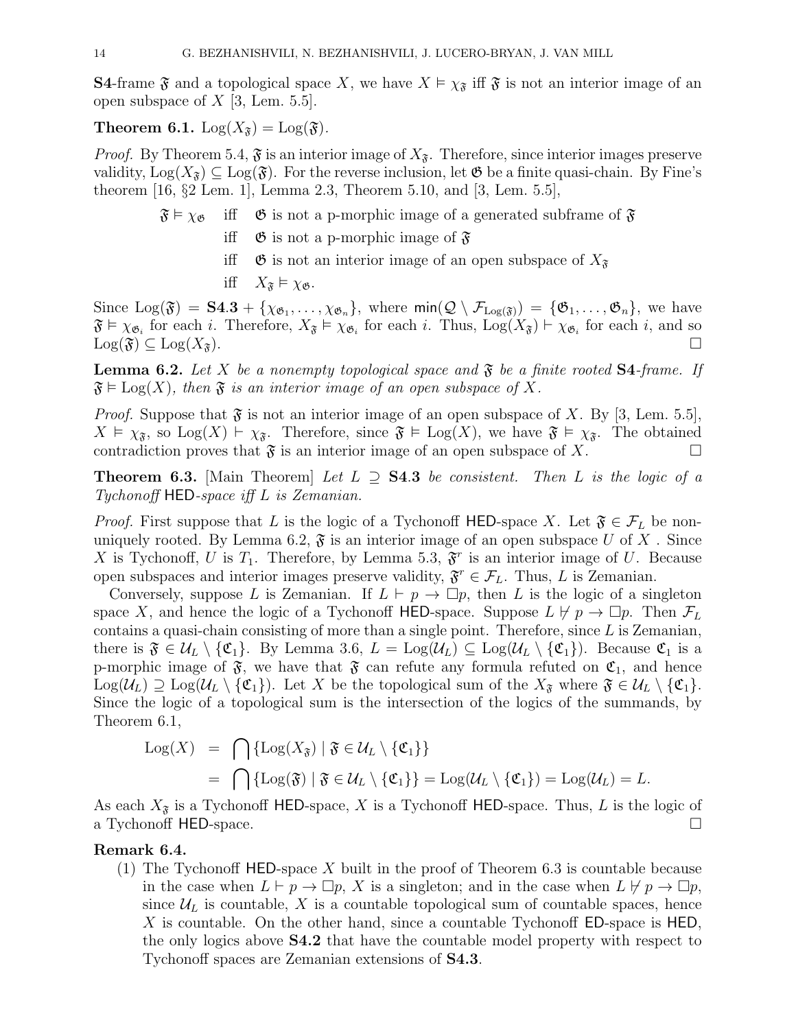**S4**-frame $\mathfrak{F}$ and a topological space $X$, we have $X \vDash \chi_{\mathfrak{F}}$ iff $\mathfrak{F}$ is not an interior image of an open subspace of $X$ [3, Lem. 5.5].

**Theorem 6.1.** $\mathrm{Log}(X_{\mathfrak{F}}) = \mathrm{Log}(\mathfrak{F})$.

*Proof.* By Theorem 5.4, $\mathfrak{F}$ is an interior image of $X_{\mathfrak{F}}$. Therefore, since interior images preserve validity, $\mathrm{Log}(X_{\mathfrak{F}}) \subseteq \mathrm{Log}(\mathfrak{F})$. For the reverse inclusion, let $\mathfrak{G}$ be a finite quasi-chain. By Fine's theorem [16, §2 Lem. 1], Lemma 2.3, Theorem 5.10, and [3, Lem. 5.5],

$$
\begin{aligned}
\mathfrak{F} \vDash \chi_{\mathfrak{G}} \quad & \text{iff} \quad \mathfrak{G} \text{ is not a p-morphic image of a generated subframe of } \mathfrak{F} \\
& \text{iff} \quad \mathfrak{G} \text{ is not a p-morphic image of } \mathfrak{F} \\
& \text{iff} \quad \mathfrak{G} \text{ is not an interior image of an open subspace of } X_{\mathfrak{F}} \\
& \text{iff} \quad X_{\mathfrak{F}} \vDash \chi_{\mathfrak{G}}.
\end{aligned}
$$

Since $\mathrm{Log}(\mathfrak{F}) = \mathbf{S4.3} + \{\chi_{\mathfrak{G}_1}, \dots, \chi_{\mathfrak{G}_n}\}$, where $\mathsf{min}(\mathcal{Q} \setminus \mathcal{F}_{\mathrm{Log}(\mathfrak{F})}) = \{\mathfrak{G}_1, \dots, \mathfrak{G}_n\}$, we have $\mathfrak{F} \vDash \chi_{\mathfrak{G}_i}$ for each $i$. Therefore, $X_{\mathfrak{F}} \vDash \chi_{\mathfrak{G}_i}$ for each $i$. Thus, $\mathrm{Log}(X_{\mathfrak{F}}) \vdash \chi_{\mathfrak{G}_i}$ for each $i$, and so $\mathrm{Log}(\mathfrak{F}) \subseteq \mathrm{Log}(X_{\mathfrak{F}})$. □

**Lemma 6.2.** *Let $X$ be a nonempty topological space and $\mathfrak{F}$ be a finite rooted* **S4***-frame. If $\mathfrak{F} \vDash \mathrm{Log}(X)$, then $\mathfrak{F}$ is an interior image of an open subspace of $X$.*

*Proof.* Suppose that $\mathfrak{F}$ is not an interior image of an open subspace of $X$. By [3, Lem. 5.5], $X \vDash \chi_{\mathfrak{F}}$, so $\mathrm{Log}(X) \vdash \chi_{\mathfrak{F}}$. Therefore, since $\mathfrak{F} \vDash \mathrm{Log}(X)$, we have $\mathfrak{F} \vDash \chi_{\mathfrak{F}}$. The obtained contradiction proves that $\mathfrak{F}$ is an interior image of an open subspace of $X$. □

**Theorem 6.3.** [Main Theorem] *Let $L \supseteq$* **S4.3** *be consistent. Then $L$ is the logic of a Tychonoff* $\mathsf{HED}$*-space iff $L$ is Zemanian.*

*Proof.* First suppose that $L$ is the logic of a Tychonoff $\mathsf{HED}$-space $X$. Let $\mathfrak{F} \in \mathcal{F}_L$ be non-uniquely rooted. By Lemma 6.2, $\mathfrak{F}$ is an interior image of an open subspace $U$ of $X$ . Since $X$ is Tychonoff, $U$ is $T_1$. Therefore, by Lemma 5.3, $\mathfrak{F}^r$ is an interior image of $U$. Because open subspaces and interior images preserve validity, $\mathfrak{F}^r \in \mathcal{F}_L$. Thus, $L$ is Zemanian.

Conversely, suppose $L$ is Zemanian. If $L \vdash p \to \Box p$, then $L$ is the logic of a singleton space $X$, and hence the logic of a Tychonoff $\mathsf{HED}$-space. Suppose $L \nvdash p \to \Box p$. Then $\mathcal{F}_L$ contains a quasi-chain consisting of more than a single point. Therefore, since $L$ is Zemanian, there is $\mathfrak{F} \in \mathcal{U}_L \setminus \{\mathfrak{C}_1\}$. By Lemma 3.6, $L = \mathrm{Log}(\mathcal{U}_L) \subseteq \mathrm{Log}(\mathcal{U}_L \setminus \{\mathfrak{C}_1\})$. Because $\mathfrak{C}_1$ is a p-morphic image of $\mathfrak{F}$, we have that $\mathfrak{F}$ can refute any formula refuted on $\mathfrak{C}_1$, and hence $\mathrm{Log}(\mathcal{U}_L) \supseteq \mathrm{Log}(\mathcal{U}_L \setminus \{\mathfrak{C}_1\})$. Let $X$ be the topological sum of the $X_{\mathfrak{F}}$ where $\mathfrak{F} \in \mathcal{U}_L \setminus \{\mathfrak{C}_1\}$. Since the logic of a topological sum is the intersection of the logics of the summands, by Theorem 6.1,

$$
\begin{aligned}
\mathrm{Log}(X) &= \bigcap \{\mathrm{Log}(X_{\mathfrak{F}}) \mid \mathfrak{F} \in \mathcal{U}_L \setminus \{\mathfrak{C}_1\}\} \\
&= \bigcap \{\mathrm{Log}(\mathfrak{F}) \mid \mathfrak{F} \in \mathcal{U}_L \setminus \{\mathfrak{C}_1\}\} = \mathrm{Log}(\mathcal{U}_L \setminus \{\mathfrak{C}_1\}) = \mathrm{Log}(\mathcal{U}_L) = L.
\end{aligned}
$$

As each $X_{\mathfrak{F}}$ is a Tychonoff $\mathsf{HED}$-space, $X$ is a Tychonoff $\mathsf{HED}$-space. Thus, $L$ is the logic of a Tychonoff $\mathsf{HED}$-space. □

**Remark 6.4.**

(1) The Tychonoff $\mathsf{HED}$-space $X$ built in the proof of Theorem 6.3 is countable because in the case when $L \vdash p \to \Box p$, $X$ is a singleton; and in the case when $L \nvdash p \to \Box p$, since $\mathcal{U}_L$ is countable, $X$ is a countable topological sum of countable spaces, hence $X$ is countable. On the other hand, since a countable Tychonoff $\mathsf{ED}$-space is $\mathsf{HED}$, the only logics above **S4.2** that have the countable model property with respect to Tychonoff spaces are Zemanian extensions of **S4.3**.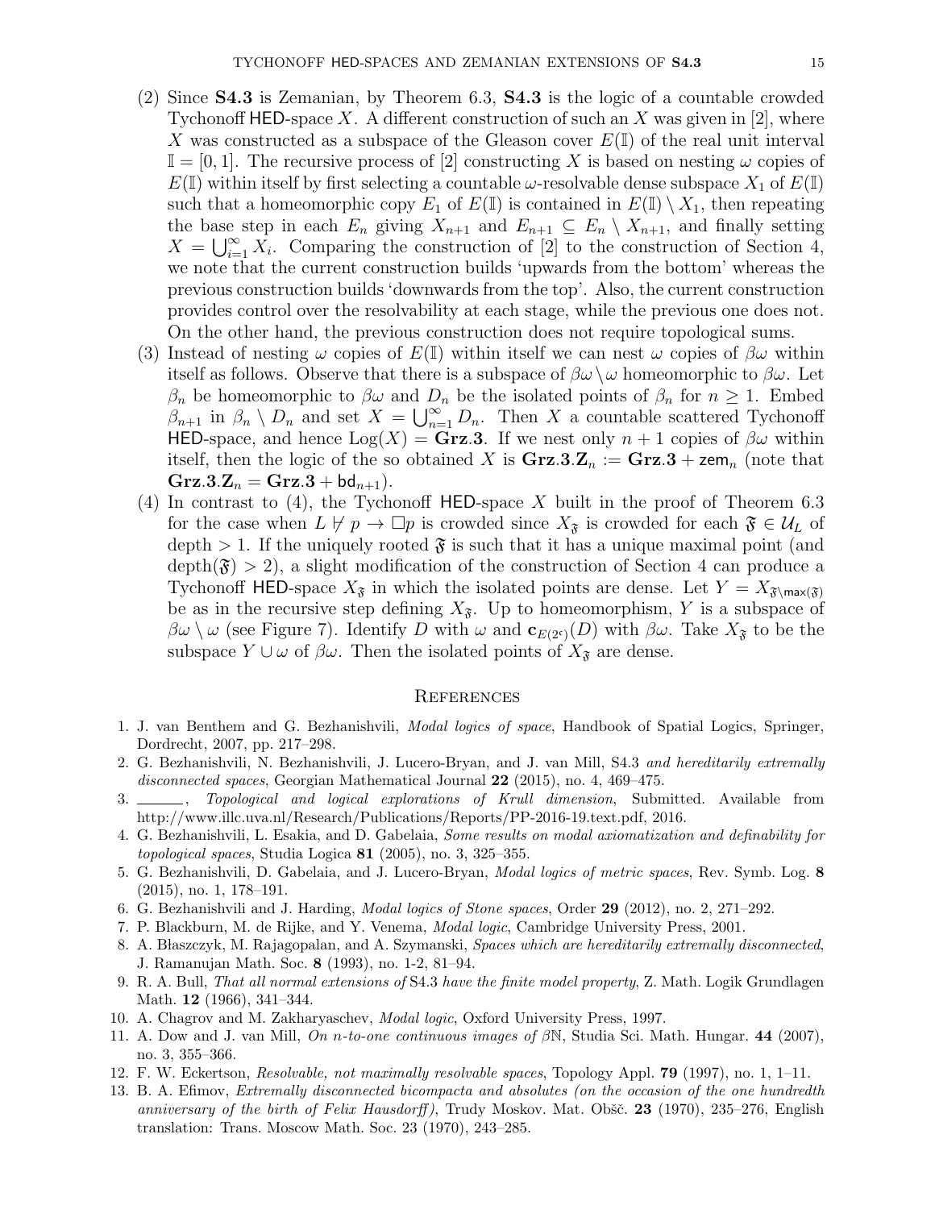(2) Since **S4.3** is Zemanian, by Theorem 6.3, **S4.3** is the logic of a countable crowded Tychonoff HED-space $X$. A different construction of such an $X$ was given in [2], where $X$ was constructed as a subspace of the Gleason cover $E(\mathbb{I})$ of the real unit interval $\mathbb{I} = [0, 1]$. The recursive process of [2] constructing $X$ is based on nesting $\omega$ copies of $E(\mathbb{I})$ within itself by first selecting a countable $\omega$-resolvable dense subspace $X_1$ of $E(\mathbb{I})$ such that a homeomorphic copy $E_1$ of $E(\mathbb{I})$ is contained in $E(\mathbb{I}) \setminus X_1$, then repeating the base step in each $E_n$ giving $X_{n+1}$ and $E_{n+1} \subseteq E_n \setminus X_{n+1}$, and finally setting $X = \bigcup_{i=1}^{\infty} X_i$. Comparing the construction of [2] to the construction of Section 4, we note that the current construction builds 'upwards from the bottom' whereas the previous construction builds 'downwards from the top'. Also, the current construction provides control over the resolvability at each stage, while the previous one does not. On the other hand, the previous construction does not require topological sums.

(3) Instead of nesting $\omega$ copies of $E(\mathbb{I})$ within itself we can nest $\omega$ copies of $\beta\omega$ within itself as follows. Observe that there is a subspace of $\beta\omega \setminus \omega$ homeomorphic to $\beta\omega$. Let $\beta_n$ be homeomorphic to $\beta\omega$ and $D_n$ be the isolated points of $\beta_n$ for $n \geq 1$. Embed $\beta_{n+1}$ in $\beta_n \setminus D_n$ and set $X = \bigcup_{n=1}^{\infty} D_n$. Then $X$ a countable scattered Tychonoff HED-space, and hence $\text{Log}(X) = \mathbf{Grz.3}$. If we nest only $n+1$ copies of $\beta\omega$ within itself, then the logic of the so obtained $X$ is $\mathbf{Grz.3.Z}_n := \mathbf{Grz.3} + \mathsf{zem}_n$ (note that $\mathbf{Grz.3.Z}_n = \mathbf{Grz.3} + \mathsf{bd}_{n+1}$).

(4) In contrast to (4), the Tychonoff HED-space $X$ built in the proof of Theorem 6.3 for the case when $L \nvdash p \to \Box p$ is crowded since $X_{\mathfrak{F}}$ is crowded for each $\mathfrak{F} \in \mathcal{U}_L$ of depth $> 1$. If the uniquely rooted $\mathfrak{F}$ is such that it has a unique maximal point (and $\text{depth}(\mathfrak{F}) > 2$), a slight modification of the construction of Section 4 can produce a Tychonoff HED-space $X_{\mathfrak{F}}$ in which the isolated points are dense. Let $Y = X_{\mathfrak{F} \setminus \mathsf{max}(\mathfrak{F})}$ be as in the recursive step defining $X_{\mathfrak{F}}$. Up to homeomorphism, $Y$ is a subspace of $\beta\omega \setminus \omega$ (see Figure 7). Identify $D$ with $\omega$ and $\mathbf{c}_{E(2^{\mathfrak{c}})}(D)$ with $\beta\omega$. Take $X_{\mathfrak{F}}$ to be the subspace $Y \cup \omega$ of $\beta\omega$. Then the isolated points of $X_{\mathfrak{F}}$ are dense.

## References

1. J. van Benthem and G. Bezhanishvili, *Modal logics of space*, Handbook of Spatial Logics, Springer, Dordrecht, 2007, pp. 217–298.
2. G. Bezhanishvili, N. Bezhanishvili, J. Lucero-Bryan, and J. van Mill, S4.3 *and hereditarily extremally disconnected spaces*, Georgian Mathematical Journal **22** (2015), no. 4, 469–475.
3. ______, *Topological and logical explorations of Krull dimension*, Submitted. Available from http://www.illc.uva.nl/Research/Publications/Reports/PP-2016-19.text.pdf, 2016.
4. G. Bezhanishvili, L. Esakia, and D. Gabelaia, *Some results on modal axiomatization and definability for topological spaces*, Studia Logica **81** (2005), no. 3, 325–355.
5. G. Bezhanishvili, D. Gabelaia, and J. Lucero-Bryan, *Modal logics of metric spaces*, Rev. Symb. Log. **8** (2015), no. 1, 178–191.
6. G. Bezhanishvili and J. Harding, *Modal logics of Stone spaces*, Order **29** (2012), no. 2, 271–292.
7. P. Blackburn, M. de Rijke, and Y. Venema, *Modal logic*, Cambridge University Press, 2001.
8. A. Błaszczyk, M. Rajagopalan, and A. Szymanski, *Spaces which are hereditarily extremally disconnected*, J. Ramanujan Math. Soc. **8** (1993), no. 1-2, 81–94.
9. R. A. Bull, *That all normal extensions of* S4.3 *have the finite model property*, Z. Math. Logik Grundlagen Math. **12** (1966), 341–344.
10. A. Chagrov and M. Zakharyaschev, *Modal logic*, Oxford University Press, 1997.
11. A. Dow and J. van Mill, *On n-to-one continuous images of* $\beta\mathbb{N}$, Studia Sci. Math. Hungar. **44** (2007), no. 3, 355–366.
12. F. W. Eckertson, *Resolvable, not maximally resolvable spaces*, Topology Appl. **79** (1997), no. 1, 1–11.
13. B. A. Efimov, *Extremally disconnected bicompacta and absolutes (on the occasion of the one hundredth anniversary of the birth of Felix Hausdorff)*, Trudy Moskov. Mat. Obšč. **23** (1970), 235–276, English translation: Trans. Moscow Math. Soc. 23 (1970), 243–285.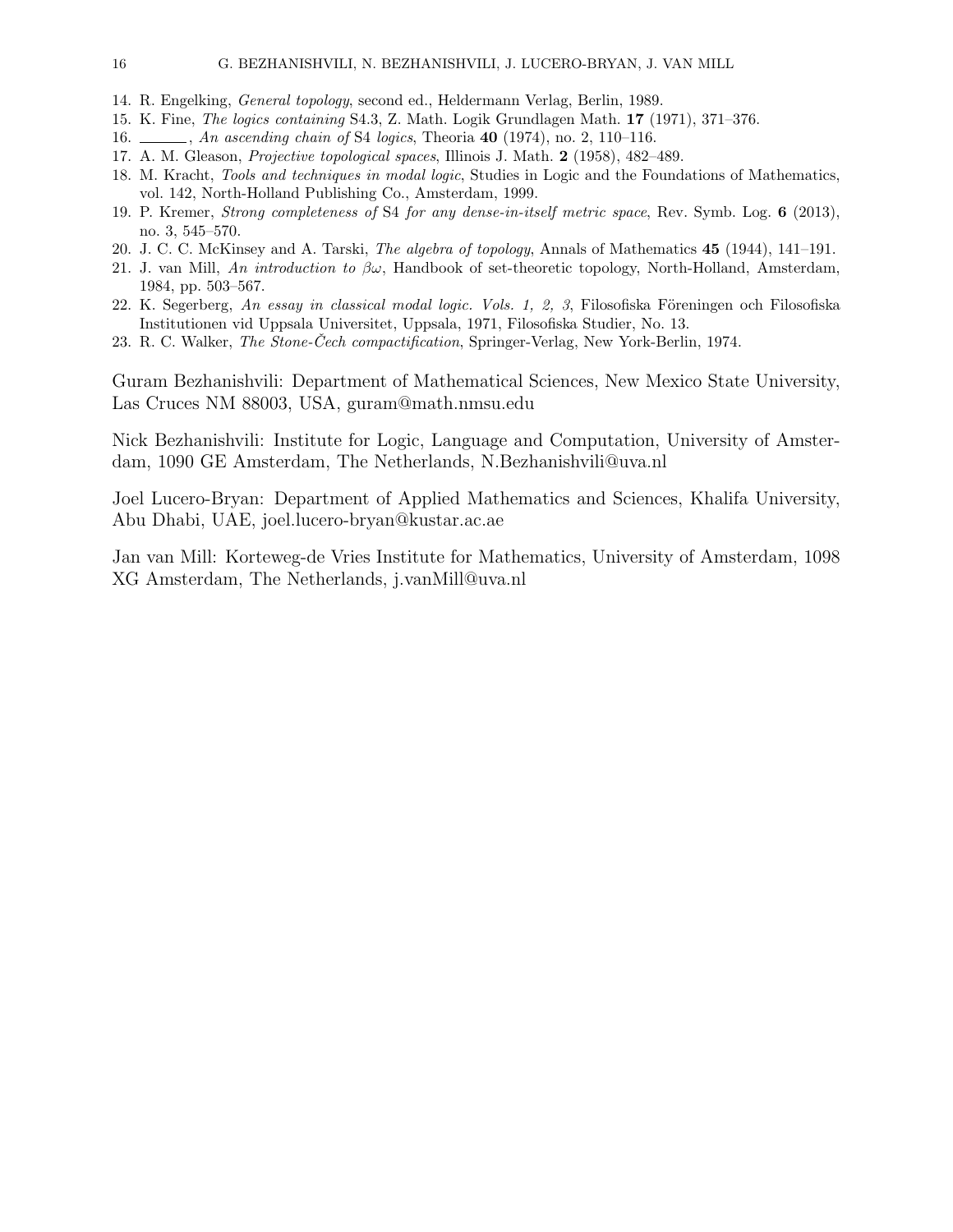14. R. Engelking, *General topology*, second ed., Heldermann Verlag, Berlin, 1989.
15. K. Fine, *The logics containing* S4.3, Z. Math. Logik Grundlagen Math. **17** (1971), 371–376.
16. ______, *An ascending chain of* S4 *logics*, Theoria **40** (1974), no. 2, 110–116.
17. A. M. Gleason, *Projective topological spaces*, Illinois J. Math. **2** (1958), 482–489.
18. M. Kracht, *Tools and techniques in modal logic*, Studies in Logic and the Foundations of Mathematics, vol. 142, North-Holland Publishing Co., Amsterdam, 1999.
19. P. Kremer, *Strong completeness of* S4 *for any dense-in-itself metric space*, Rev. Symb. Log. **6** (2013), no. 3, 545–570.
20. J. C. C. McKinsey and A. Tarski, *The algebra of topology*, Annals of Mathematics **45** (1944), 141–191.
21. J. van Mill, *An introduction to* $\beta\omega$, Handbook of set-theoretic topology, North-Holland, Amsterdam, 1984, pp. 503–567.
22. K. Segerberg, *An essay in classical modal logic. Vols. 1, 2, 3*, Filosofiska Föreningen och Filosofiska Institutionen vid Uppsala Universitet, Uppsala, 1971, Filosofiska Studier, No. 13.
23. R. C. Walker, *The Stone-Čech compactification*, Springer-Verlag, New York-Berlin, 1974.

Guram Bezhanishvili: Department of Mathematical Sciences, New Mexico State University, Las Cruces NM 88003, USA, guram@math.nmsu.edu

Nick Bezhanishvili: Institute for Logic, Language and Computation, University of Amsterdam, 1090 GE Amsterdam, The Netherlands, N.Bezhanishvili@uva.nl

Joel Lucero-Bryan: Department of Applied Mathematics and Sciences, Khalifa University, Abu Dhabi, UAE, joel.lucero-bryan@kustar.ac.ae

Jan van Mill: Korteweg-de Vries Institute for Mathematics, University of Amsterdam, 1098 XG Amsterdam, The Netherlands, j.vanMill@uva.nl